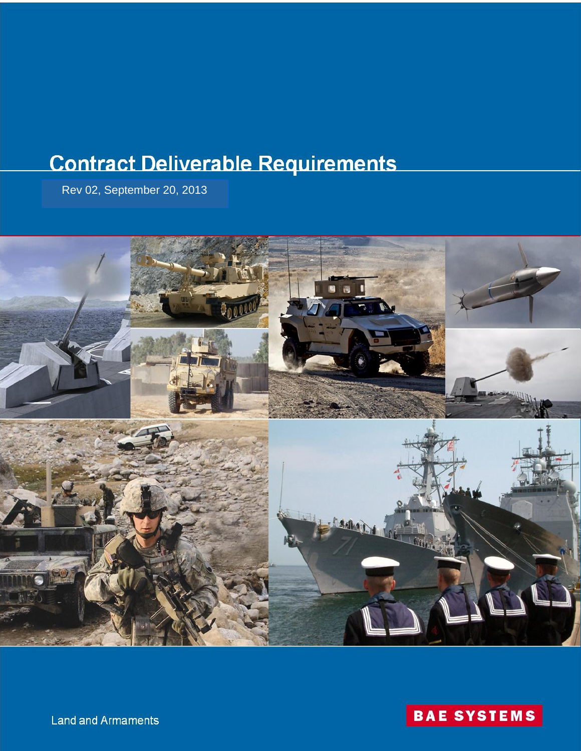# Contract Deliverable Requirements

Rev 02, September 20, 2013

Land and Armaments

BAE SYSTEMS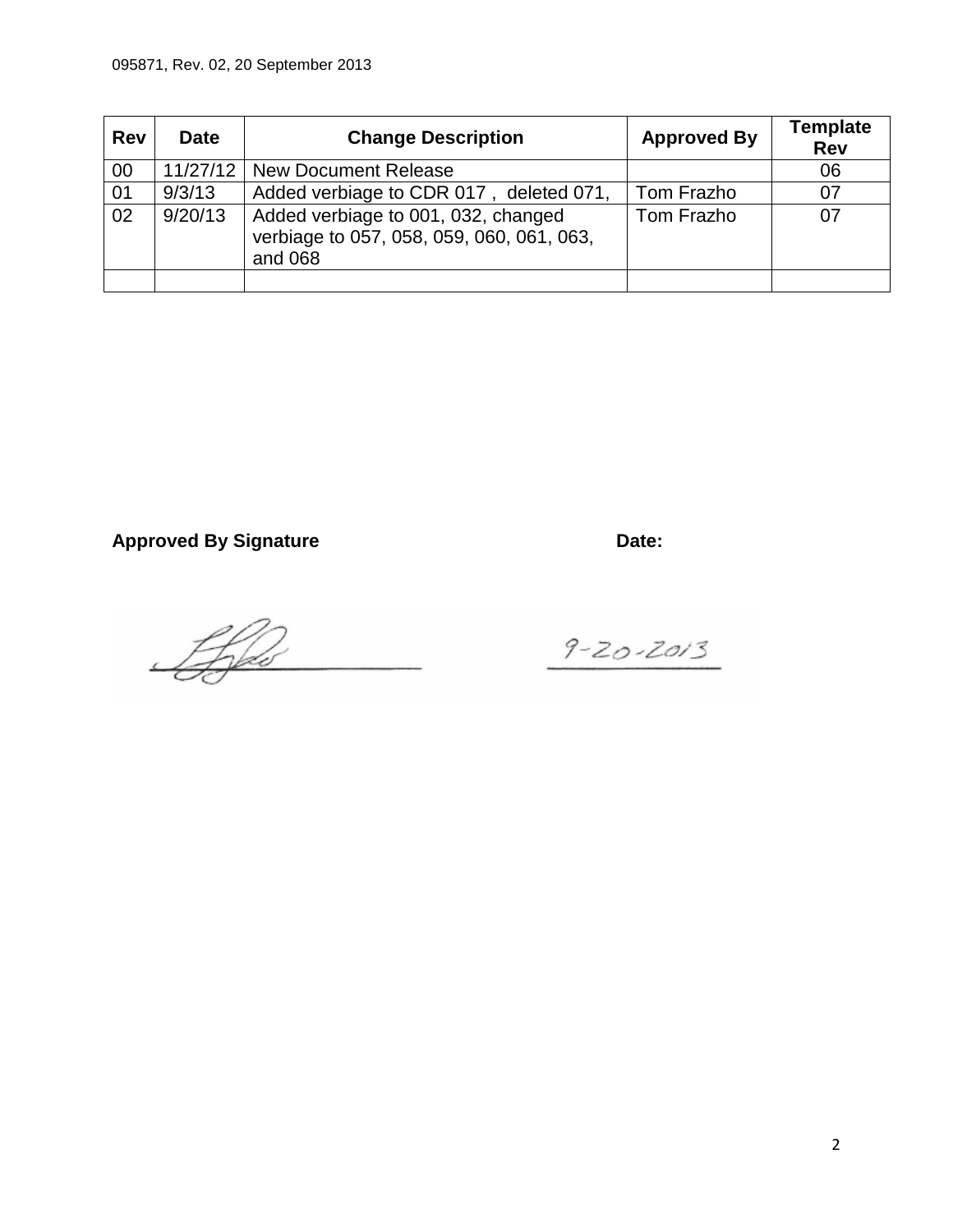| Rev | Date | Change Description | Approved By | Template Rev |
|---|---|---|---|---|
| 00 | 11/27/12 | New Document Release | | 06 |
| 01 | 9/3/13 | Added verbiage to CDR 017 , deleted 071, | Tom Frazho | 07 |
| 02 | 9/20/13 | Added verbiage to 001, 032, changed verbiage to 057, 058, 059, 060, 061, 063, and 068 | Tom Frazho | 07 |
| | | | | |

**Approved By Signature** **Date:**

9-20-2013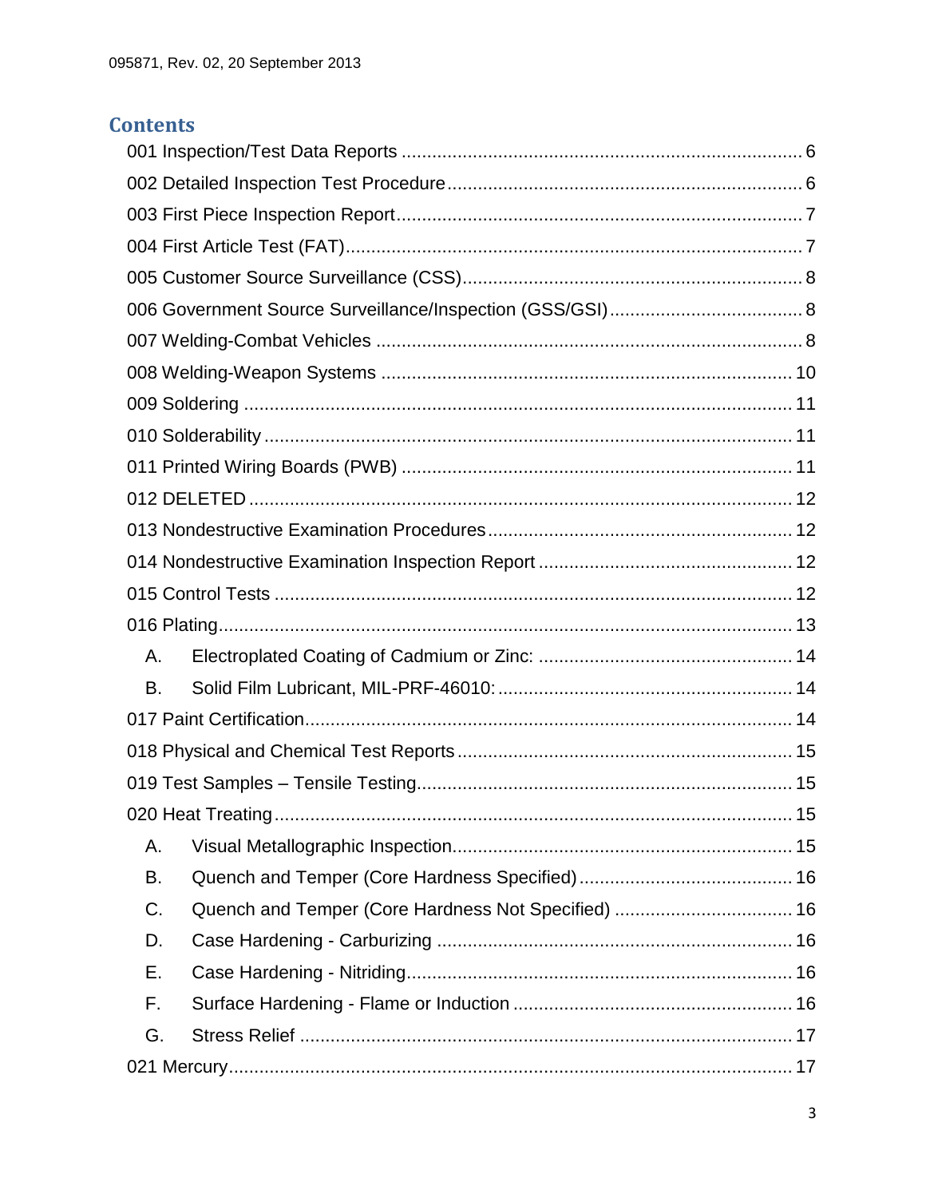## Contents

001 Inspection/Test Data Reports ............................................................................. 6

002 Detailed Inspection Test Procedure ..................................................................... 6

003 First Piece Inspection Report ............................................................................... 7

004 First Article Test (FAT) ........................................................................................ 7

005 Customer Source Surveillance (CSS) .................................................................. 8

006 Government Source Surveillance/Inspection (GSS/GSI) ..................................... 8

007 Welding-Combat Vehicles .................................................................................. 8

008 Welding-Weapon Systems ................................................................................ 10

009 Soldering .......................................................................................................... 11

010 Solderability ...................................................................................................... 11

011 Printed Wiring Boards (PWB) ............................................................................ 11

012 DELETED ......................................................................................................... 12

013 Nondestructive Examination Procedures ........................................................... 12

014 Nondestructive Examination Inspection Report ................................................. 12

015 Control Tests .................................................................................................... 12

016 Plating ............................................................................................................... 13

- A. Electroplated Coating of Cadmium or Zinc: ................................................. 14
- B. Solid Film Lubricant, MIL-PRF-46010: ......................................................... 14

017 Paint Certification .............................................................................................. 14

018 Physical and Chemical Test Reports ................................................................. 15

019 Test Samples – Tensile Testing ........................................................................ 15

020 Heat Treating .................................................................................................... 15

- A. Visual Metallographic Inspection ................................................................. 15
- B. Quench and Temper (Core Hardness Specified) .......................................... 16
- C. Quench and Temper (Core Hardness Not Specified) .................................. 16
- D. Case Hardening - Carburizing .................................................................... 16
- E. Case Hardening - Nitriding .......................................................................... 16
- F. Surface Hardening - Flame or Induction ...................................................... 16
- G. Stress Relief ............................................................................................... 17

021 Mercury ............................................................................................................. 17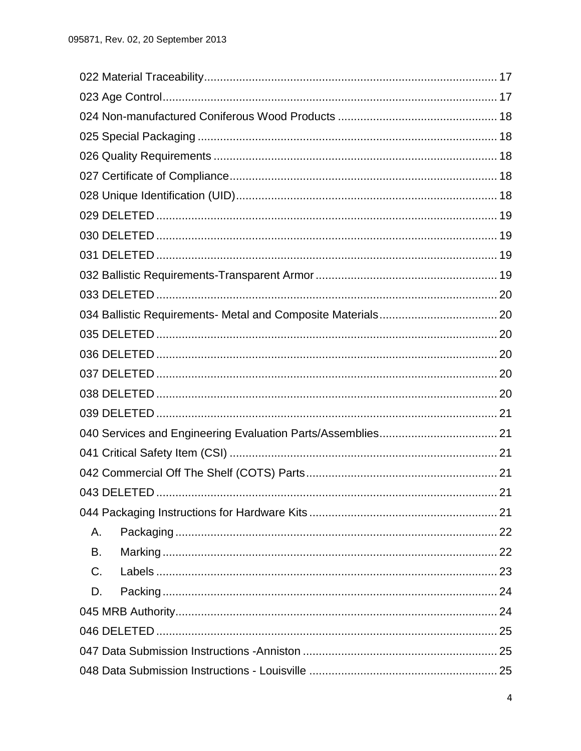022 Material Traceability ........................................................................................ 17
023 Age Control ........................................................................................................ 17
024 Non-manufactured Coniferous Wood Products .................................................. 18
025 Special Packaging ............................................................................................. 18
026 Quality Requirements ........................................................................................ 18
027 Certificate of Compliance .................................................................................. 18
028 Unique Identification (UID) ................................................................................ 18
029 DELETED .......................................................................................................... 19
030 DELETED .......................................................................................................... 19
031 DELETED .......................................................................................................... 19
032 Ballistic Requirements-Transparent Armor ......................................................... 19
033 DELETED .......................................................................................................... 20
034 Ballistic Requirements- Metal and Composite Materials ..................................... 20
035 DELETED .......................................................................................................... 20
036 DELETED .......................................................................................................... 20
037 DELETED .......................................................................................................... 20
038 DELETED .......................................................................................................... 20
039 DELETED .......................................................................................................... 21
040 Services and Engineering Evaluation Parts/Assemblies ..................................... 21
041 Critical Safety Item (CSI) ................................................................................... 21
042 Commercial Off The Shelf (COTS) Parts ............................................................ 21
043 DELETED .......................................................................................................... 21
044 Packaging Instructions for Hardware Kits ........................................................... 21
- A. Packaging .................................................................................................... 22
- B. Marking ........................................................................................................ 22
- C. Labels .......................................................................................................... 23
- D. Packing ........................................................................................................ 24

045 MRB Authority .................................................................................................... 24
046 DELETED .......................................................................................................... 25
047 Data Submission Instructions -Anniston ............................................................ 25
048 Data Submission Instructions - Louisville ........................................................... 25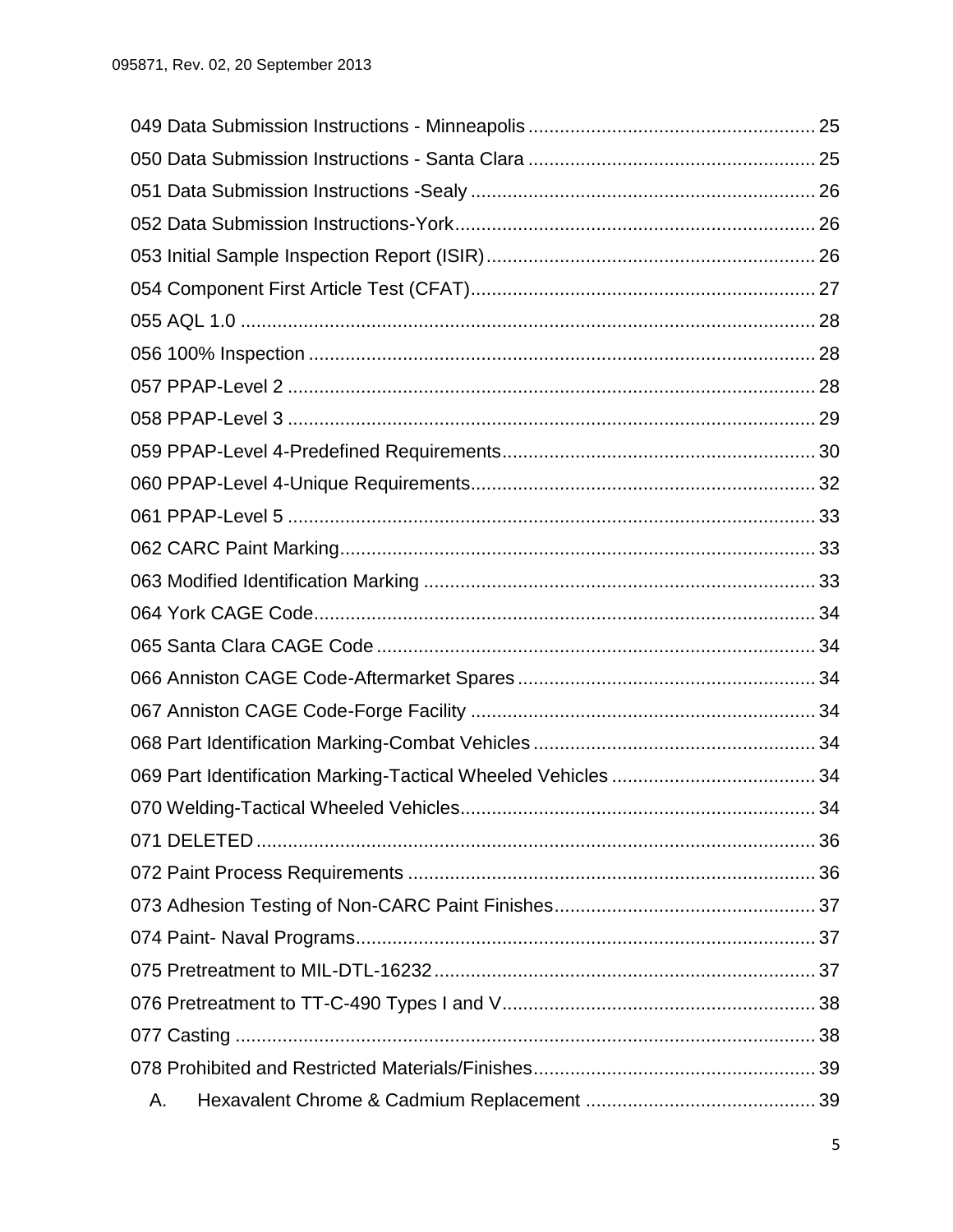049 Data Submission Instructions - Minneapolis ........................................................ 25
050 Data Submission Instructions - Santa Clara ......................................................... 25
051 Data Submission Instructions -Sealy ................................................................... 26
052 Data Submission Instructions-York....................................................................... 26
053 Initial Sample Inspection Report (ISIR)................................................................ 26
054 Component First Article Test (CFAT)................................................................... 27
055 AQL 1.0 ................................................................................................................ 28
056 100% Inspection ................................................................................................... 28
057 PPAP-Level 2 ....................................................................................................... 28
058 PPAP-Level 3 ....................................................................................................... 29
059 PPAP-Level 4-Predefined Requirements.............................................................. 30
060 PPAP-Level 4-Unique Requirements.................................................................... 32
061 PPAP-Level 5 ....................................................................................................... 33
062 CARC Paint Marking............................................................................................. 33
063 Modified Identification Marking ............................................................................. 33
064 York CAGE Code.................................................................................................. 34
065 Santa Clara CAGE Code ...................................................................................... 34
066 Anniston CAGE Code-Aftermarket Spares ........................................................... 34
067 Anniston CAGE Code-Forge Facility .................................................................... 34
068 Part Identification Marking-Combat Vehicles ........................................................ 34
069 Part Identification Marking-Tactical Wheeled Vehicles ......................................... 34
070 Welding-Tactical Wheeled Vehicles...................................................................... 34
071 DELETED ............................................................................................................. 36
072 Paint Process Requirements ................................................................................ 36
073 Adhesion Testing of Non-CARC Paint Finishes.................................................... 37
074 Paint- Naval Programs.......................................................................................... 37
075 Pretreatment to MIL-DTL-16232 ........................................................................... 37
076 Pretreatment to TT-C-490 Types I and V.............................................................. 38
077 Casting ................................................................................................................. 38
078 Prohibited and Restricted Materials/Finishes........................................................ 39
A. Hexavalent Chrome & Cadmium Replacement .............................................. 39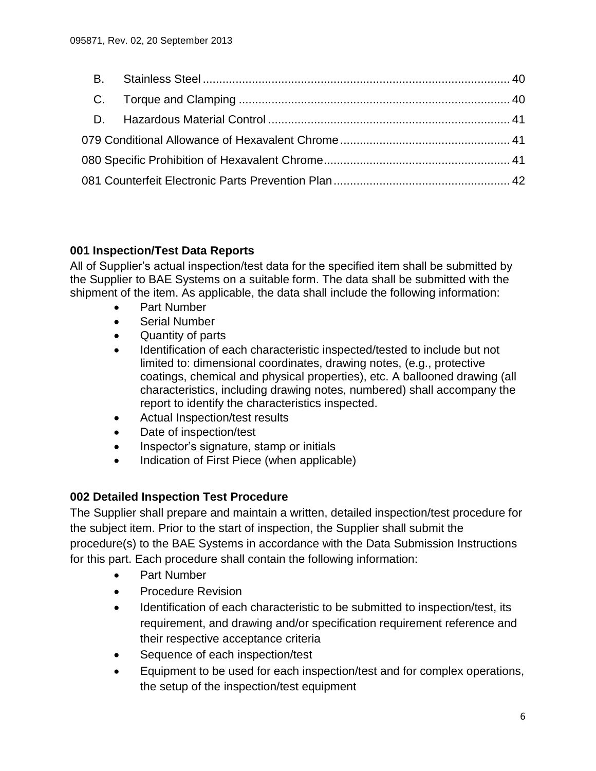B. Stainless Steel ............................................................................................ 40

C. Torque and Clamping .................................................................................. 40

D. Hazardous Material Control ......................................................................... 41

079 Conditional Allowance of Hexavalent Chrome ................................................... 41

080 Specific Prohibition of Hexavalent Chrome ......................................................... 41

081 Counterfeit Electronic Parts Prevention Plan ...................................................... 42

### 001 Inspection/Test Data Reports

All of Supplier's actual inspection/test data for the specified item shall be submitted by the Supplier to BAE Systems on a suitable form. The data shall be submitted with the shipment of the item. As applicable, the data shall include the following information:

- Part Number
- Serial Number
- Quantity of parts
- Identification of each characteristic inspected/tested to include but not limited to: dimensional coordinates, drawing notes, (e.g., protective coatings, chemical and physical properties), etc. A ballooned drawing (all characteristics, including drawing notes, numbered) shall accompany the report to identify the characteristics inspected.
- Actual Inspection/test results
- Date of inspection/test
- Inspector's signature, stamp or initials
- Indication of First Piece (when applicable)

### 002 Detailed Inspection Test Procedure

The Supplier shall prepare and maintain a written, detailed inspection/test procedure for the subject item. Prior to the start of inspection, the Supplier shall submit the procedure(s) to the BAE Systems in accordance with the Data Submission Instructions for this part. Each procedure shall contain the following information:

- Part Number
- Procedure Revision
- Identification of each characteristic to be submitted to inspection/test, its requirement, and drawing and/or specification requirement reference and their respective acceptance criteria
- Sequence of each inspection/test
- Equipment to be used for each inspection/test and for complex operations, the setup of the inspection/test equipment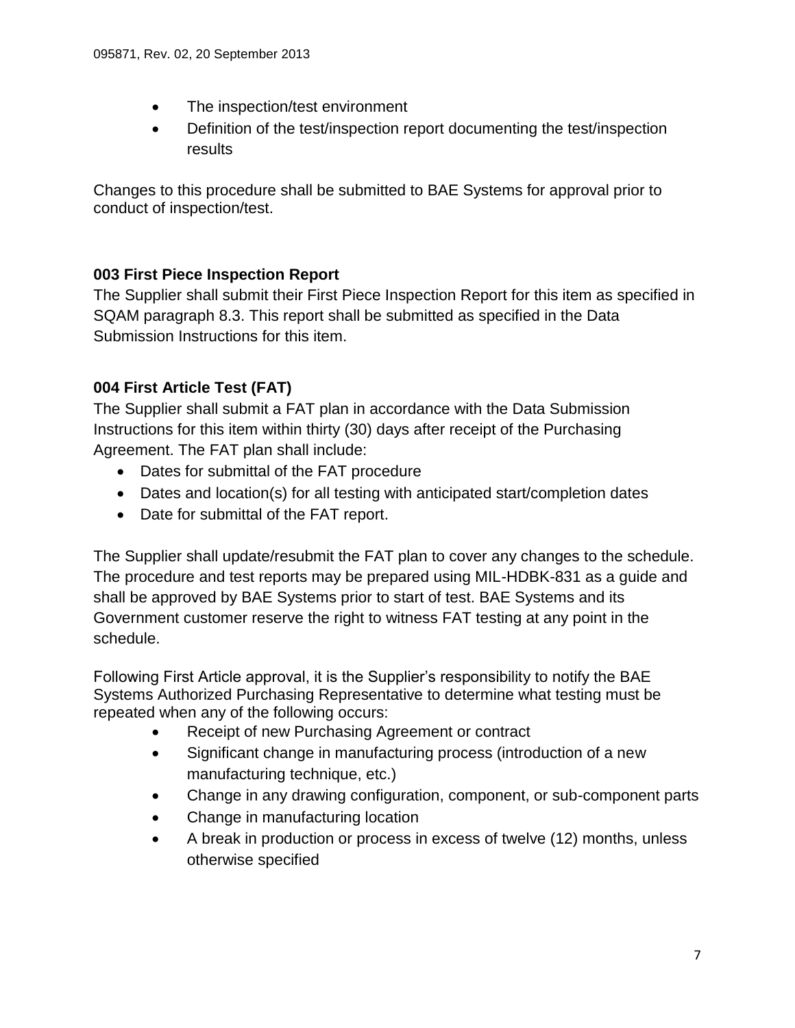- The inspection/test environment
- Definition of the test/inspection report documenting the test/inspection results

Changes to this procedure shall be submitted to BAE Systems for approval prior to conduct of inspection/test.

### 003 First Piece Inspection Report

The Supplier shall submit their First Piece Inspection Report for this item as specified in SQAM paragraph 8.3. This report shall be submitted as specified in the Data Submission Instructions for this item.

### 004 First Article Test (FAT)

The Supplier shall submit a FAT plan in accordance with the Data Submission Instructions for this item within thirty (30) days after receipt of the Purchasing Agreement. The FAT plan shall include:

- Dates for submittal of the FAT procedure
- Dates and location(s) for all testing with anticipated start/completion dates
- Date for submittal of the FAT report.

The Supplier shall update/resubmit the FAT plan to cover any changes to the schedule. The procedure and test reports may be prepared using MIL-HDBK-831 as a guide and shall be approved by BAE Systems prior to start of test. BAE Systems and its Government customer reserve the right to witness FAT testing at any point in the schedule.

Following First Article approval, it is the Supplier's responsibility to notify the BAE Systems Authorized Purchasing Representative to determine what testing must be repeated when any of the following occurs:

- Receipt of new Purchasing Agreement or contract
- Significant change in manufacturing process (introduction of a new manufacturing technique, etc.)
- Change in any drawing configuration, component, or sub-component parts
- Change in manufacturing location
- A break in production or process in excess of twelve (12) months, unless otherwise specified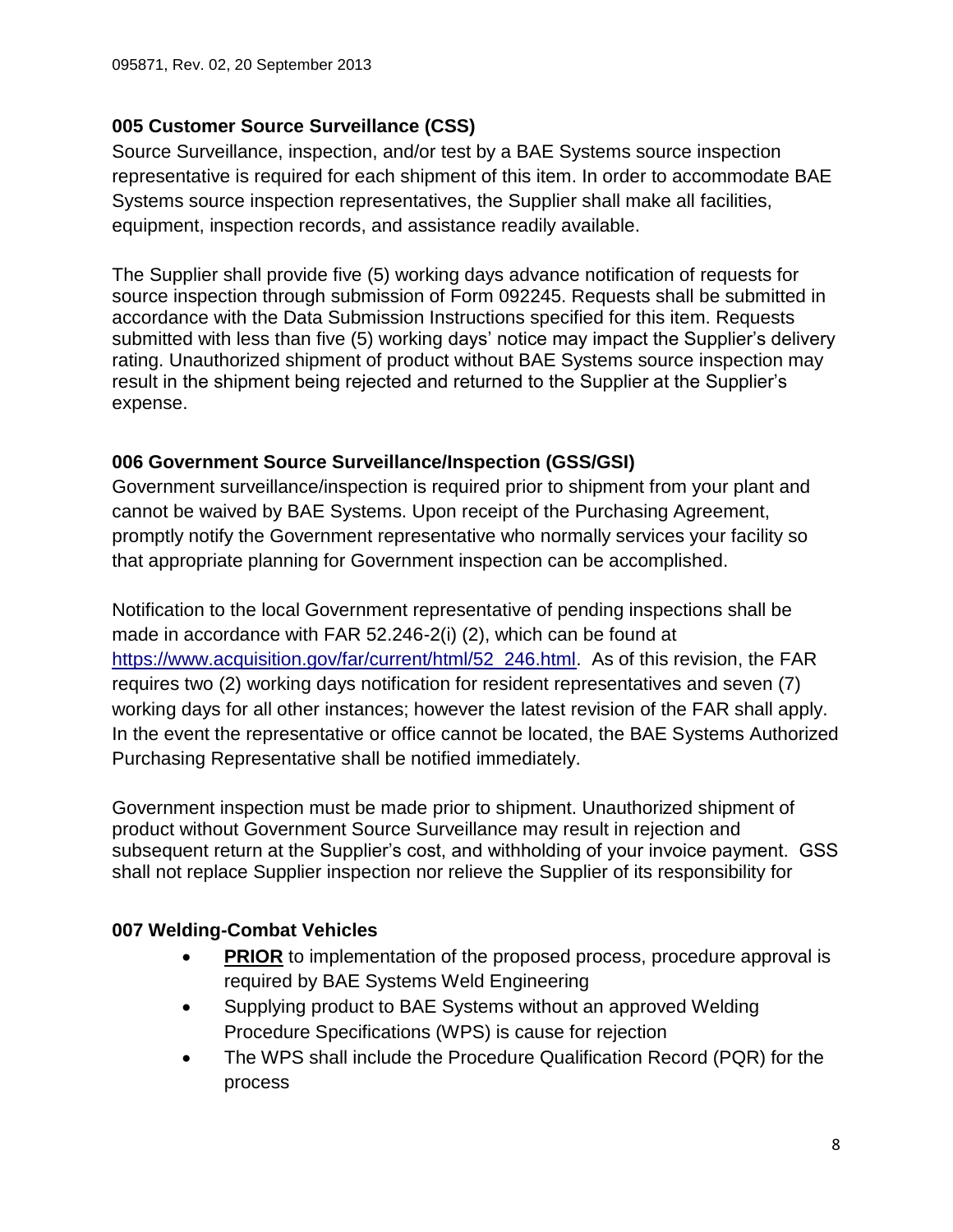### 005 Customer Source Surveillance (CSS)

Source Surveillance, inspection, and/or test by a BAE Systems source inspection representative is required for each shipment of this item. In order to accommodate BAE Systems source inspection representatives, the Supplier shall make all facilities, equipment, inspection records, and assistance readily available.

The Supplier shall provide five (5) working days advance notification of requests for source inspection through submission of Form 092245. Requests shall be submitted in accordance with the Data Submission Instructions specified for this item. Requests submitted with less than five (5) working days' notice may impact the Supplier's delivery rating. Unauthorized shipment of product without BAE Systems source inspection may result in the shipment being rejected and returned to the Supplier at the Supplier's expense.

### 006 Government Source Surveillance/Inspection (GSS/GSI)

Government surveillance/inspection is required prior to shipment from your plant and cannot be waived by BAE Systems. Upon receipt of the Purchasing Agreement, promptly notify the Government representative who normally services your facility so that appropriate planning for Government inspection can be accomplished.

Notification to the local Government representative of pending inspections shall be made in accordance with FAR 52.246-2(i) (2), which can be found at https://www.acquisition.gov/far/current/html/52_246.html. As of this revision, the FAR requires two (2) working days notification for resident representatives and seven (7) working days for all other instances; however the latest revision of the FAR shall apply. In the event the representative or office cannot be located, the BAE Systems Authorized Purchasing Representative shall be notified immediately.

Government inspection must be made prior to shipment. Unauthorized shipment of product without Government Source Surveillance may result in rejection and subsequent return at the Supplier's cost, and withholding of your invoice payment. GSS shall not replace Supplier inspection nor relieve the Supplier of its responsibility for

### 007 Welding-Combat Vehicles

- **PRIOR** to implementation of the proposed process, procedure approval is required by BAE Systems Weld Engineering
- Supplying product to BAE Systems without an approved Welding Procedure Specifications (WPS) is cause for rejection
- The WPS shall include the Procedure Qualification Record (PQR) for the process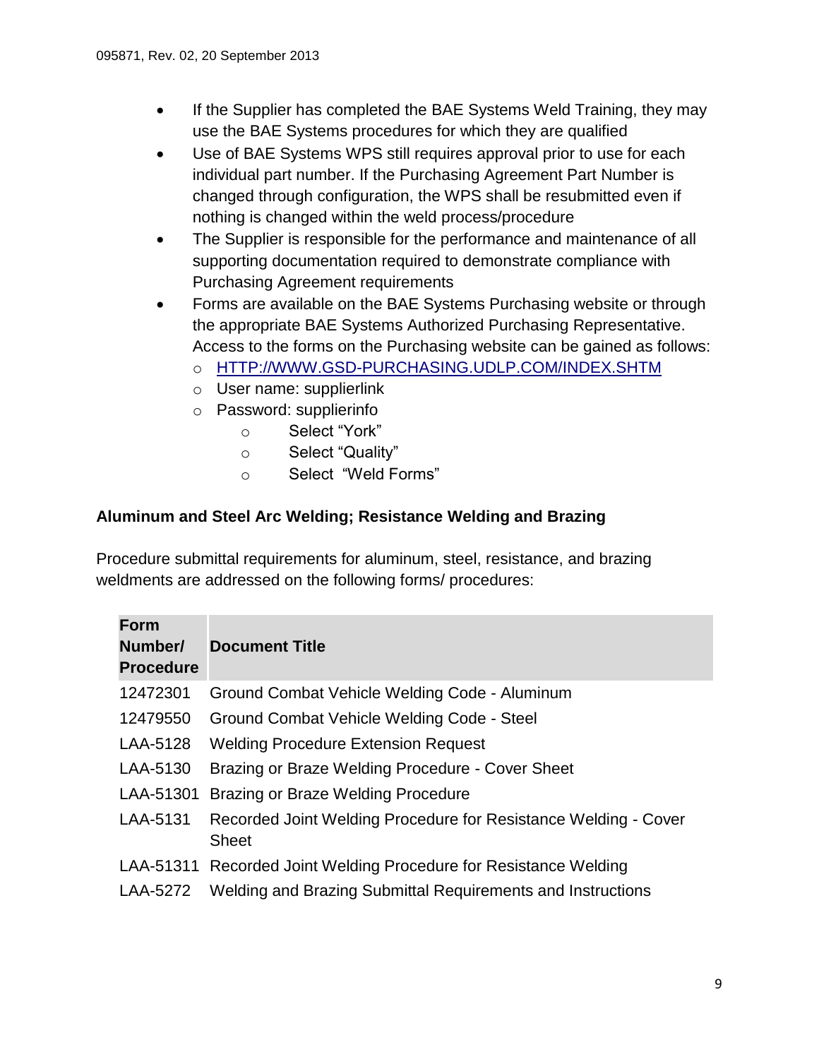- If the Supplier has completed the BAE Systems Weld Training, they may use the BAE Systems procedures for which they are qualified
- Use of BAE Systems WPS still requires approval prior to use for each individual part number. If the Purchasing Agreement Part Number is changed through configuration, the WPS shall be resubmitted even if nothing is changed within the weld process/procedure
- The Supplier is responsible for the performance and maintenance of all supporting documentation required to demonstrate compliance with Purchasing Agreement requirements
- Forms are available on the BAE Systems Purchasing website or through the appropriate BAE Systems Authorized Purchasing Representative. Access to the forms on the Purchasing website can be gained as follows:
    - HTTP://WWW.GSD-PURCHASING.UDLP.COM/INDEX.SHTM
    - User name: supplierlink
    - Password: supplierinfo
        - Select “York”
        - Select “Quality”
        - Select “Weld Forms”

**Aluminum and Steel Arc Welding; Resistance Welding and Brazing**

Procedure submittal requirements for aluminum, steel, resistance, and brazing weldments are addressed on the following forms/ procedures:

| Form Number/ Procedure | Document Title |
|---|---|
| 12472301 | Ground Combat Vehicle Welding Code - Aluminum |
| 12479550 | Ground Combat Vehicle Welding Code - Steel |
| LAA-5128 | Welding Procedure Extension Request |
| LAA-5130 | Brazing or Braze Welding Procedure - Cover Sheet |
| LAA-51301 | Brazing or Braze Welding Procedure |
| LAA-5131 | Recorded Joint Welding Procedure for Resistance Welding - Cover Sheet |
| LAA-51311 | Recorded Joint Welding Procedure for Resistance Welding |
| LAA-5272 | Welding and Brazing Submittal Requirements and Instructions |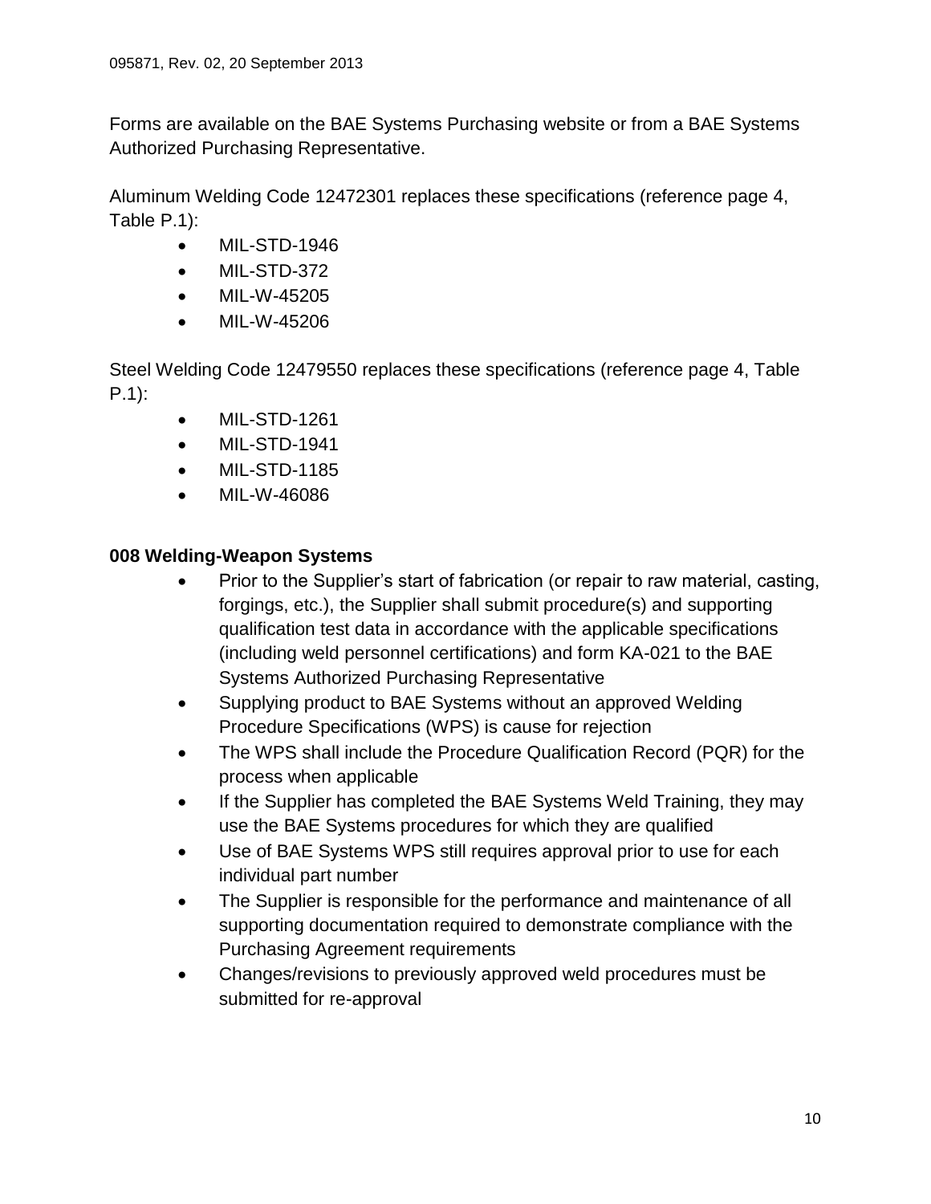Forms are available on the BAE Systems Purchasing website or from a BAE Systems Authorized Purchasing Representative.

Aluminum Welding Code 12472301 replaces these specifications (reference page 4, Table P.1):

- MIL-STD-1946
- MIL-STD-372
- MIL-W-45205
- MIL-W-45206

Steel Welding Code 12479550 replaces these specifications (reference page 4, Table P.1):

- MIL-STD-1261
- MIL-STD-1941
- MIL-STD-1185
- MIL-W-46086

**008 Welding-Weapon Systems**

- Prior to the Supplier's start of fabrication (or repair to raw material, casting, forgings, etc.), the Supplier shall submit procedure(s) and supporting qualification test data in accordance with the applicable specifications (including weld personnel certifications) and form KA-021 to the BAE Systems Authorized Purchasing Representative
- Supplying product to BAE Systems without an approved Welding Procedure Specifications (WPS) is cause for rejection
- The WPS shall include the Procedure Qualification Record (PQR) for the process when applicable
- If the Supplier has completed the BAE Systems Weld Training, they may use the BAE Systems procedures for which they are qualified
- Use of BAE Systems WPS still requires approval prior to use for each individual part number
- The Supplier is responsible for the performance and maintenance of all supporting documentation required to demonstrate compliance with the Purchasing Agreement requirements
- Changes/revisions to previously approved weld procedures must be submitted for re-approval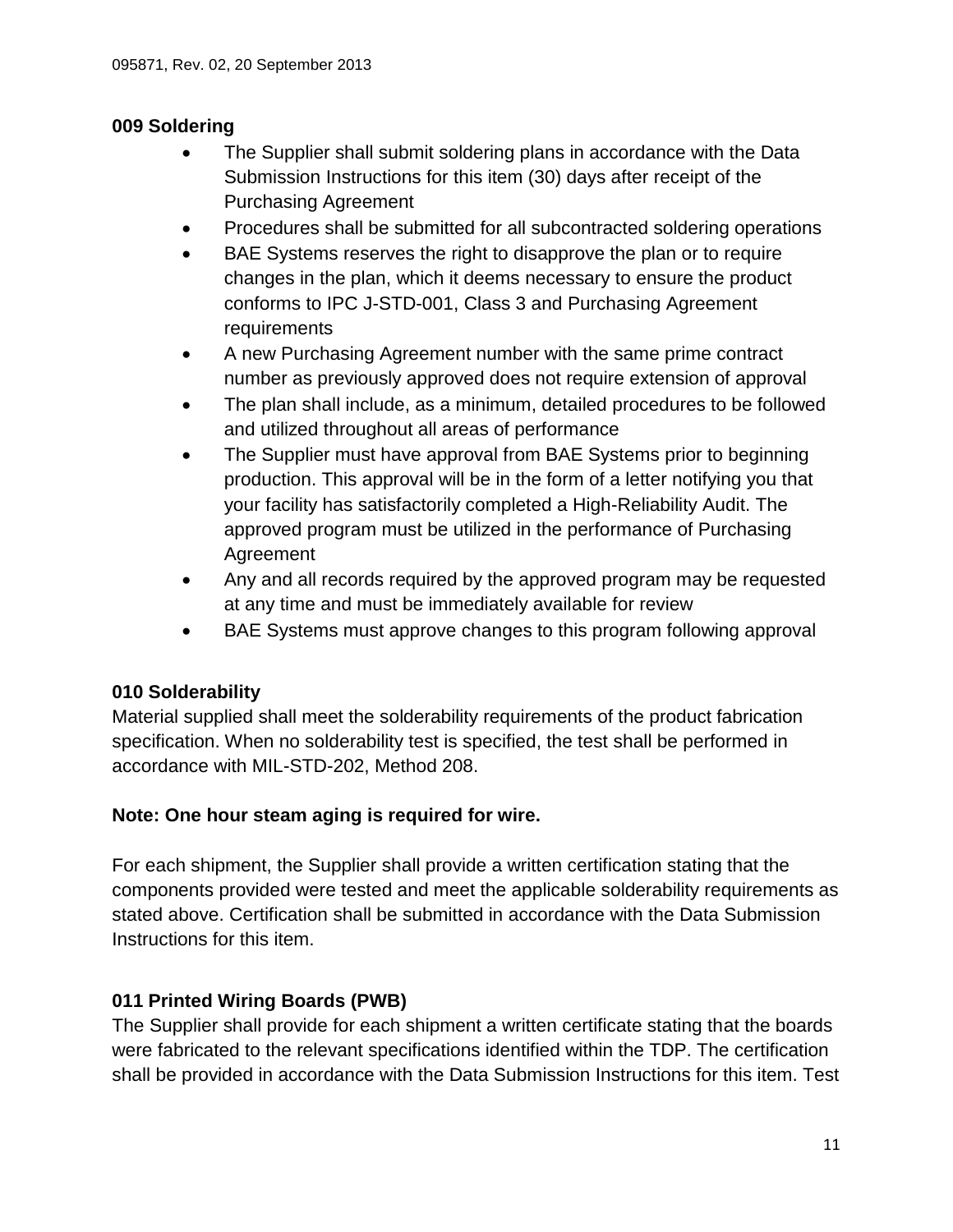### 009 Soldering

- The Supplier shall submit soldering plans in accordance with the Data Submission Instructions for this item (30) days after receipt of the Purchasing Agreement
- Procedures shall be submitted for all subcontracted soldering operations
- BAE Systems reserves the right to disapprove the plan or to require changes in the plan, which it deems necessary to ensure the product conforms to IPC J-STD-001, Class 3 and Purchasing Agreement requirements
- A new Purchasing Agreement number with the same prime contract number as previously approved does not require extension of approval
- The plan shall include, as a minimum, detailed procedures to be followed and utilized throughout all areas of performance
- The Supplier must have approval from BAE Systems prior to beginning production. This approval will be in the form of a letter notifying you that your facility has satisfactorily completed a High-Reliability Audit. The approved program must be utilized in the performance of Purchasing Agreement
- Any and all records required by the approved program may be requested at any time and must be immediately available for review
- BAE Systems must approve changes to this program following approval

### 010 Solderability

Material supplied shall meet the solderability requirements of the product fabrication specification. When no solderability test is specified, the test shall be performed in accordance with MIL-STD-202, Method 208.

**Note: One hour steam aging is required for wire.**

For each shipment, the Supplier shall provide a written certification stating that the components provided were tested and meet the applicable solderability requirements as stated above. Certification shall be submitted in accordance with the Data Submission Instructions for this item.

### 011 Printed Wiring Boards (PWB)

The Supplier shall provide for each shipment a written certificate stating that the boards were fabricated to the relevant specifications identified within the TDP. The certification shall be provided in accordance with the Data Submission Instructions for this item. Test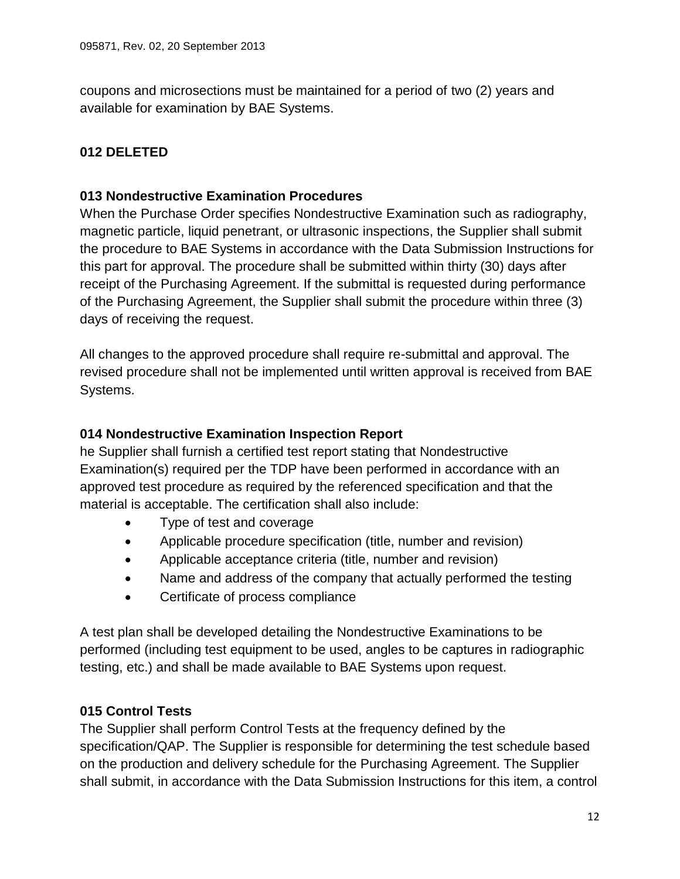coupons and microsections must be maintained for a period of two (2) years and available for examination by BAE Systems.

### 012 DELETED

### 013 Nondestructive Examination Procedures

When the Purchase Order specifies Nondestructive Examination such as radiography, magnetic particle, liquid penetrant, or ultrasonic inspections, the Supplier shall submit the procedure to BAE Systems in accordance with the Data Submission Instructions for this part for approval. The procedure shall be submitted within thirty (30) days after receipt of the Purchasing Agreement. If the submittal is requested during performance of the Purchasing Agreement, the Supplier shall submit the procedure within three (3) days of receiving the request.

All changes to the approved procedure shall require re-submittal and approval. The revised procedure shall not be implemented until written approval is received from BAE Systems.

### 014 Nondestructive Examination Inspection Report

he Supplier shall furnish a certified test report stating that Nondestructive Examination(s) required per the TDP have been performed in accordance with an approved test procedure as required by the referenced specification and that the material is acceptable. The certification shall also include:

- Type of test and coverage
- Applicable procedure specification (title, number and revision)
- Applicable acceptance criteria (title, number and revision)
- Name and address of the company that actually performed the testing
- Certificate of process compliance

A test plan shall be developed detailing the Nondestructive Examinations to be performed (including test equipment to be used, angles to be captures in radiographic testing, etc.) and shall be made available to BAE Systems upon request.

### 015 Control Tests

The Supplier shall perform Control Tests at the frequency defined by the specification/QAP. The Supplier is responsible for determining the test schedule based on the production and delivery schedule for the Purchasing Agreement. The Supplier shall submit, in accordance with the Data Submission Instructions for this item, a control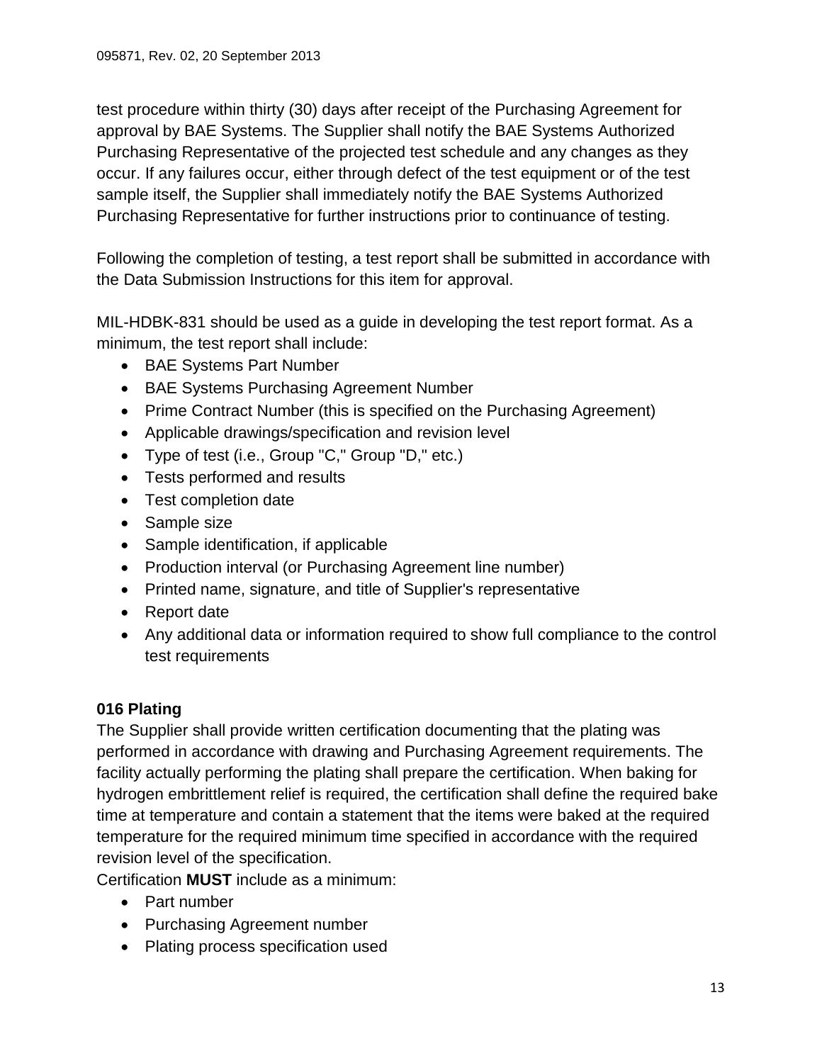test procedure within thirty (30) days after receipt of the Purchasing Agreement for approval by BAE Systems. The Supplier shall notify the BAE Systems Authorized Purchasing Representative of the projected test schedule and any changes as they occur. If any failures occur, either through defect of the test equipment or of the test sample itself, the Supplier shall immediately notify the BAE Systems Authorized Purchasing Representative for further instructions prior to continuance of testing.

Following the completion of testing, a test report shall be submitted in accordance with the Data Submission Instructions for this item for approval.

MIL-HDBK-831 should be used as a guide in developing the test report format. As a minimum, the test report shall include:

- BAE Systems Part Number
- BAE Systems Purchasing Agreement Number
- Prime Contract Number (this is specified on the Purchasing Agreement)
- Applicable drawings/specification and revision level
- Type of test (i.e., Group "C," Group "D," etc.)
- Tests performed and results
- Test completion date
- Sample size
- Sample identification, if applicable
- Production interval (or Purchasing Agreement line number)
- Printed name, signature, and title of Supplier's representative
- Report date
- Any additional data or information required to show full compliance to the control test requirements

**016 Plating**

The Supplier shall provide written certification documenting that the plating was performed in accordance with drawing and Purchasing Agreement requirements. The facility actually performing the plating shall prepare the certification. When baking for hydrogen embrittlement relief is required, the certification shall define the required bake time at temperature and contain a statement that the items were baked at the required temperature for the required minimum time specified in accordance with the required revision level of the specification.

Certification **MUST** include as a minimum:

- Part number
- Purchasing Agreement number
- Plating process specification used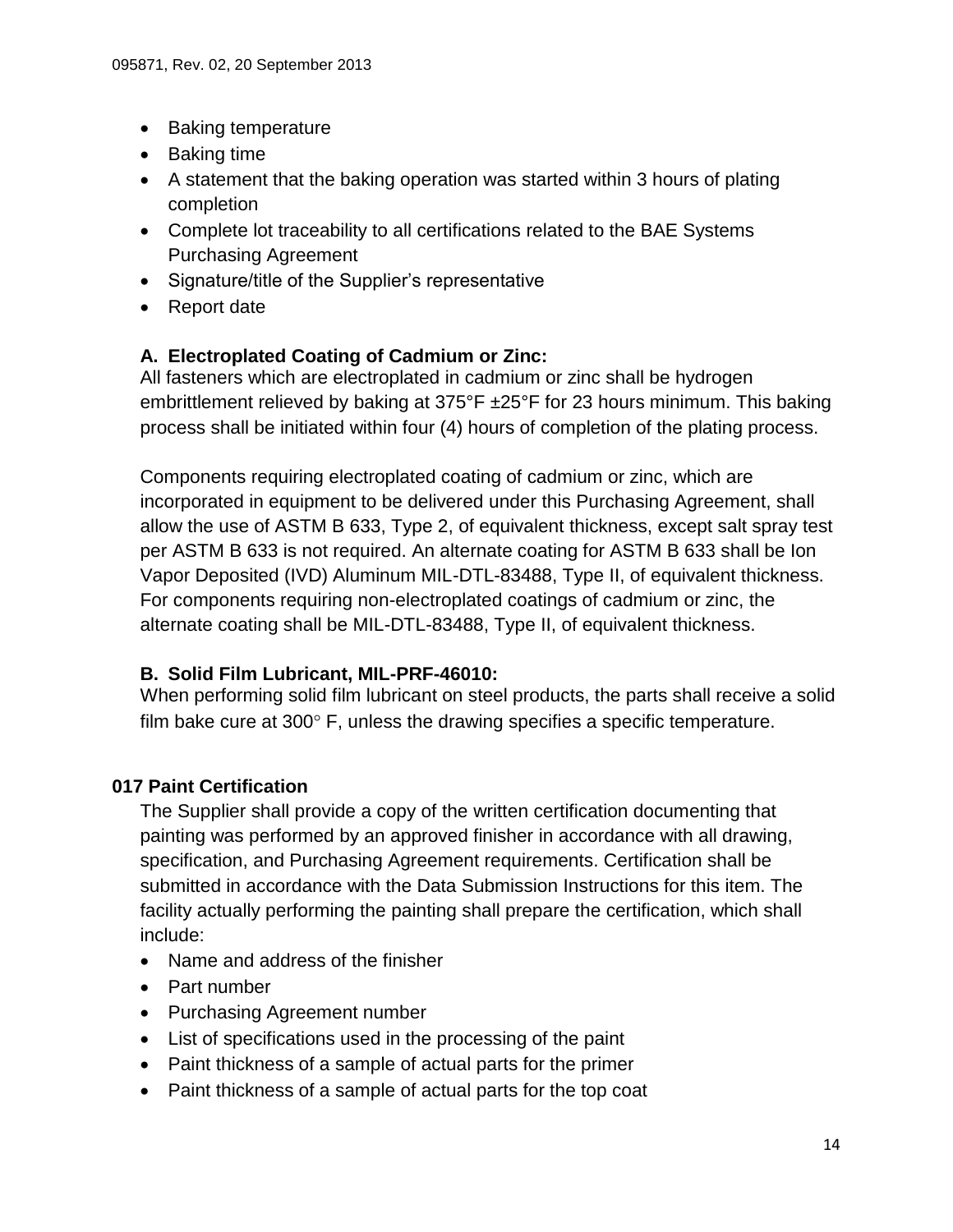- Baking temperature
- Baking time
- A statement that the baking operation was started within 3 hours of plating completion
- Complete lot traceability to all certifications related to the BAE Systems Purchasing Agreement
- Signature/title of the Supplier's representative
- Report date

**A. Electroplated Coating of Cadmium or Zinc:**

All fasteners which are electroplated in cadmium or zinc shall be hydrogen embrittlement relieved by baking at 375°F ±25°F for 23 hours minimum. This baking process shall be initiated within four (4) hours of completion of the plating process.

Components requiring electroplated coating of cadmium or zinc, which are incorporated in equipment to be delivered under this Purchasing Agreement, shall allow the use of ASTM B 633, Type 2, of equivalent thickness, except salt spray test per ASTM B 633 is not required. An alternate coating for ASTM B 633 shall be Ion Vapor Deposited (IVD) Aluminum MIL-DTL-83488, Type II, of equivalent thickness. For components requiring non-electroplated coatings of cadmium or zinc, the alternate coating shall be MIL-DTL-83488, Type II, of equivalent thickness.

**B. Solid Film Lubricant, MIL-PRF-46010:**

When performing solid film lubricant on steel products, the parts shall receive a solid film bake cure at 300° F, unless the drawing specifies a specific temperature.

### 017 Paint Certification

The Supplier shall provide a copy of the written certification documenting that painting was performed by an approved finisher in accordance with all drawing, specification, and Purchasing Agreement requirements. Certification shall be submitted in accordance with the Data Submission Instructions for this item. The facility actually performing the painting shall prepare the certification, which shall include:

- Name and address of the finisher
- Part number
- Purchasing Agreement number
- List of specifications used in the processing of the paint
- Paint thickness of a sample of actual parts for the primer
- Paint thickness of a sample of actual parts for the top coat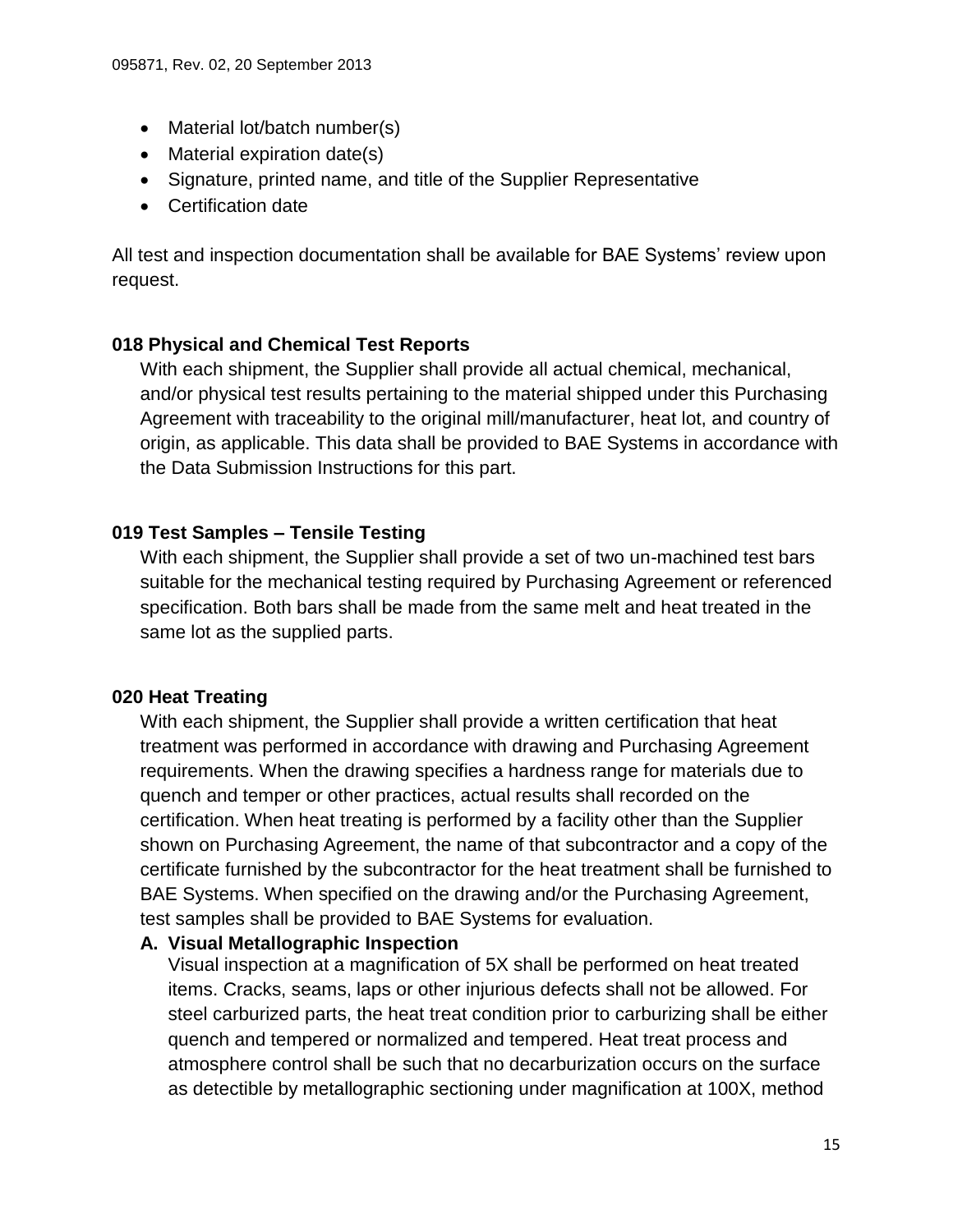- Material lot/batch number(s)
- Material expiration date(s)
- Signature, printed name, and title of the Supplier Representative
- Certification date

All test and inspection documentation shall be available for BAE Systems' review upon request.

### 018 Physical and Chemical Test Reports

With each shipment, the Supplier shall provide all actual chemical, mechanical, and/or physical test results pertaining to the material shipped under this Purchasing Agreement with traceability to the original mill/manufacturer, heat lot, and country of origin, as applicable. This data shall be provided to BAE Systems in accordance with the Data Submission Instructions for this part.

### 019 Test Samples – Tensile Testing

With each shipment, the Supplier shall provide a set of two un-machined test bars suitable for the mechanical testing required by Purchasing Agreement or referenced specification. Both bars shall be made from the same melt and heat treated in the same lot as the supplied parts.

### 020 Heat Treating

With each shipment, the Supplier shall provide a written certification that heat treatment was performed in accordance with drawing and Purchasing Agreement requirements. When the drawing specifies a hardness range for materials due to quench and temper or other practices, actual results shall recorded on the certification. When heat treating is performed by a facility other than the Supplier shown on Purchasing Agreement, the name of that subcontractor and a copy of the certificate furnished by the subcontractor for the heat treatment shall be furnished to BAE Systems. When specified on the drawing and/or the Purchasing Agreement, test samples shall be provided to BAE Systems for evaluation.

**A. Visual Metallographic Inspection**

Visual inspection at a magnification of 5X shall be performed on heat treated items. Cracks, seams, laps or other injurious defects shall not be allowed. For steel carburized parts, the heat treat condition prior to carburizing shall be either quench and tempered or normalized and tempered. Heat treat process and atmosphere control shall be such that no decarburization occurs on the surface as detectible by metallographic sectioning under magnification at 100X, method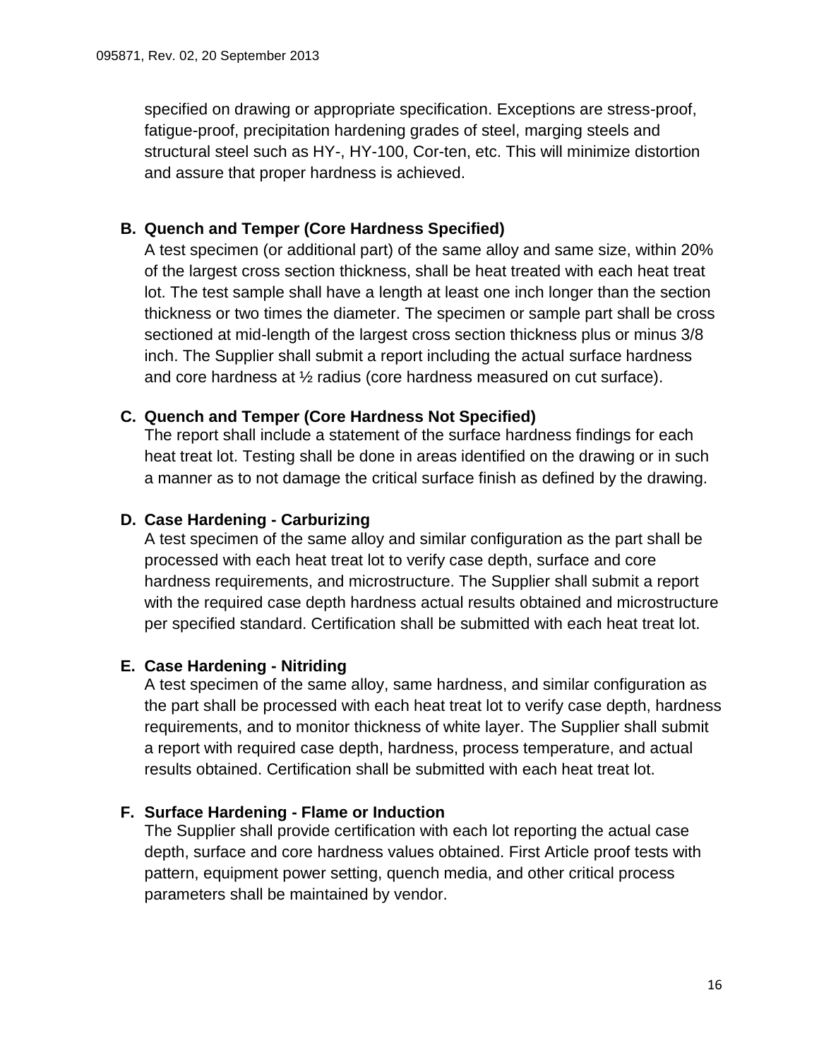specified on drawing or appropriate specification. Exceptions are stress-proof, fatigue-proof, precipitation hardening grades of steel, marging steels and structural steel such as HY-, HY-100, Cor-ten, etc. This will minimize distortion and assure that proper hardness is achieved.

**B. Quench and Temper (Core Hardness Specified)**

A test specimen (or additional part) of the same alloy and same size, within 20% of the largest cross section thickness, shall be heat treated with each heat treat lot. The test sample shall have a length at least one inch longer than the section thickness or two times the diameter. The specimen or sample part shall be cross sectioned at mid-length of the largest cross section thickness plus or minus 3/8 inch. The Supplier shall submit a report including the actual surface hardness and core hardness at ½ radius (core hardness measured on cut surface).

**C. Quench and Temper (Core Hardness Not Specified)**

The report shall include a statement of the surface hardness findings for each heat treat lot. Testing shall be done in areas identified on the drawing or in such a manner as to not damage the critical surface finish as defined by the drawing.

**D. Case Hardening - Carburizing**

A test specimen of the same alloy and similar configuration as the part shall be processed with each heat treat lot to verify case depth, surface and core hardness requirements, and microstructure. The Supplier shall submit a report with the required case depth hardness actual results obtained and microstructure per specified standard. Certification shall be submitted with each heat treat lot.

**E. Case Hardening - Nitriding**

A test specimen of the same alloy, same hardness, and similar configuration as the part shall be processed with each heat treat lot to verify case depth, hardness requirements, and to monitor thickness of white layer. The Supplier shall submit a report with required case depth, hardness, process temperature, and actual results obtained. Certification shall be submitted with each heat treat lot.

**F. Surface Hardening - Flame or Induction**

The Supplier shall provide certification with each lot reporting the actual case depth, surface and core hardness values obtained. First Article proof tests with pattern, equipment power setting, quench media, and other critical process parameters shall be maintained by vendor.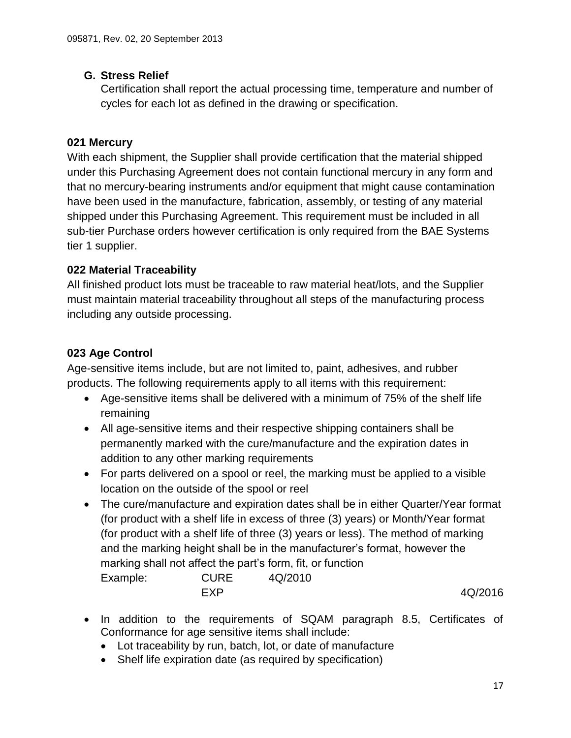### G. Stress Relief

Certification shall report the actual processing time, temperature and number of cycles for each lot as defined in the drawing or specification.

### 021 Mercury

With each shipment, the Supplier shall provide certification that the material shipped under this Purchasing Agreement does not contain functional mercury in any form and that no mercury-bearing instruments and/or equipment that might cause contamination have been used in the manufacture, fabrication, assembly, or testing of any material shipped under this Purchasing Agreement. This requirement must be included in all sub-tier Purchase orders however certification is only required from the BAE Systems tier 1 supplier.

### 022 Material Traceability

All finished product lots must be traceable to raw material heat/lots, and the Supplier must maintain material traceability throughout all steps of the manufacturing process including any outside processing.

### 023 Age Control

Age-sensitive items include, but are not limited to, paint, adhesives, and rubber products. The following requirements apply to all items with this requirement:

- Age-sensitive items shall be delivered with a minimum of 75% of the shelf life remaining
- All age-sensitive items and their respective shipping containers shall be permanently marked with the cure/manufacture and the expiration dates in addition to any other marking requirements
- For parts delivered on a spool or reel, the marking must be applied to a visible location on the outside of the spool or reel
- The cure/manufacture and expiration dates shall be in either Quarter/Year format (for product with a shelf life in excess of three (3) years) or Month/Year format (for product with a shelf life of three (3) years or less). The method of marking and the marking height shall be in the manufacturer's format, however the marking shall not affect the part's form, fit, or function

  Example: CURE 4Q/2010
  EXP 4Q/2016

- In addition to the requirements of SQAM paragraph 8.5, Certificates of Conformance for age sensitive items shall include:
  - Lot traceability by run, batch, lot, or date of manufacture
  - Shelf life expiration date (as required by specification)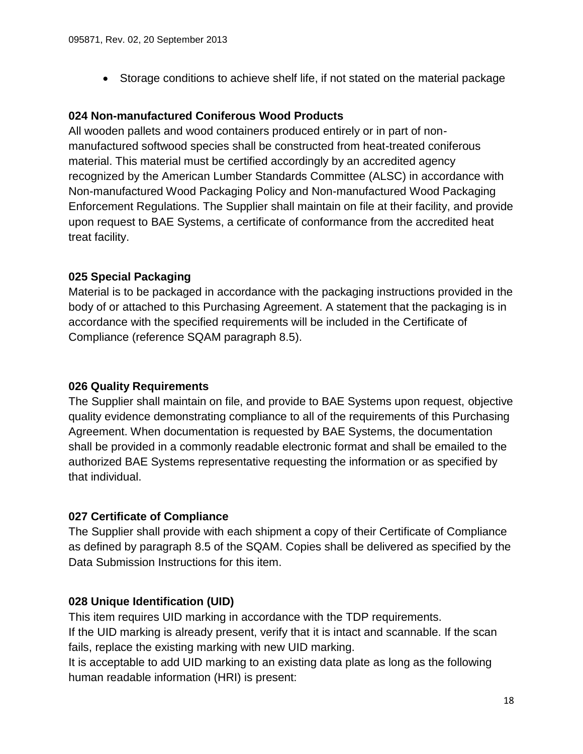- Storage conditions to achieve shelf life, if not stated on the material package

### 024 Non-manufactured Coniferous Wood Products

All wooden pallets and wood containers produced entirely or in part of non-manufactured softwood species shall be constructed from heat-treated coniferous material. This material must be certified accordingly by an accredited agency recognized by the American Lumber Standards Committee (ALSC) in accordance with Non-manufactured Wood Packaging Policy and Non-manufactured Wood Packaging Enforcement Regulations. The Supplier shall maintain on file at their facility, and provide upon request to BAE Systems, a certificate of conformance from the accredited heat treat facility.

### 025 Special Packaging

Material is to be packaged in accordance with the packaging instructions provided in the body of or attached to this Purchasing Agreement. A statement that the packaging is in accordance with the specified requirements will be included in the Certificate of Compliance (reference SQAM paragraph 8.5).

### 026 Quality Requirements

The Supplier shall maintain on file, and provide to BAE Systems upon request, objective quality evidence demonstrating compliance to all of the requirements of this Purchasing Agreement. When documentation is requested by BAE Systems, the documentation shall be provided in a commonly readable electronic format and shall be emailed to the authorized BAE Systems representative requesting the information or as specified by that individual.

### 027 Certificate of Compliance

The Supplier shall provide with each shipment a copy of their Certificate of Compliance as defined by paragraph 8.5 of the SQAM. Copies shall be delivered as specified by the Data Submission Instructions for this item.

### 028 Unique Identification (UID)

This item requires UID marking in accordance with the TDP requirements.
If the UID marking is already present, verify that it is intact and scannable. If the scan fails, replace the existing marking with new UID marking.
It is acceptable to add UID marking to an existing data plate as long as the following human readable information (HRI) is present: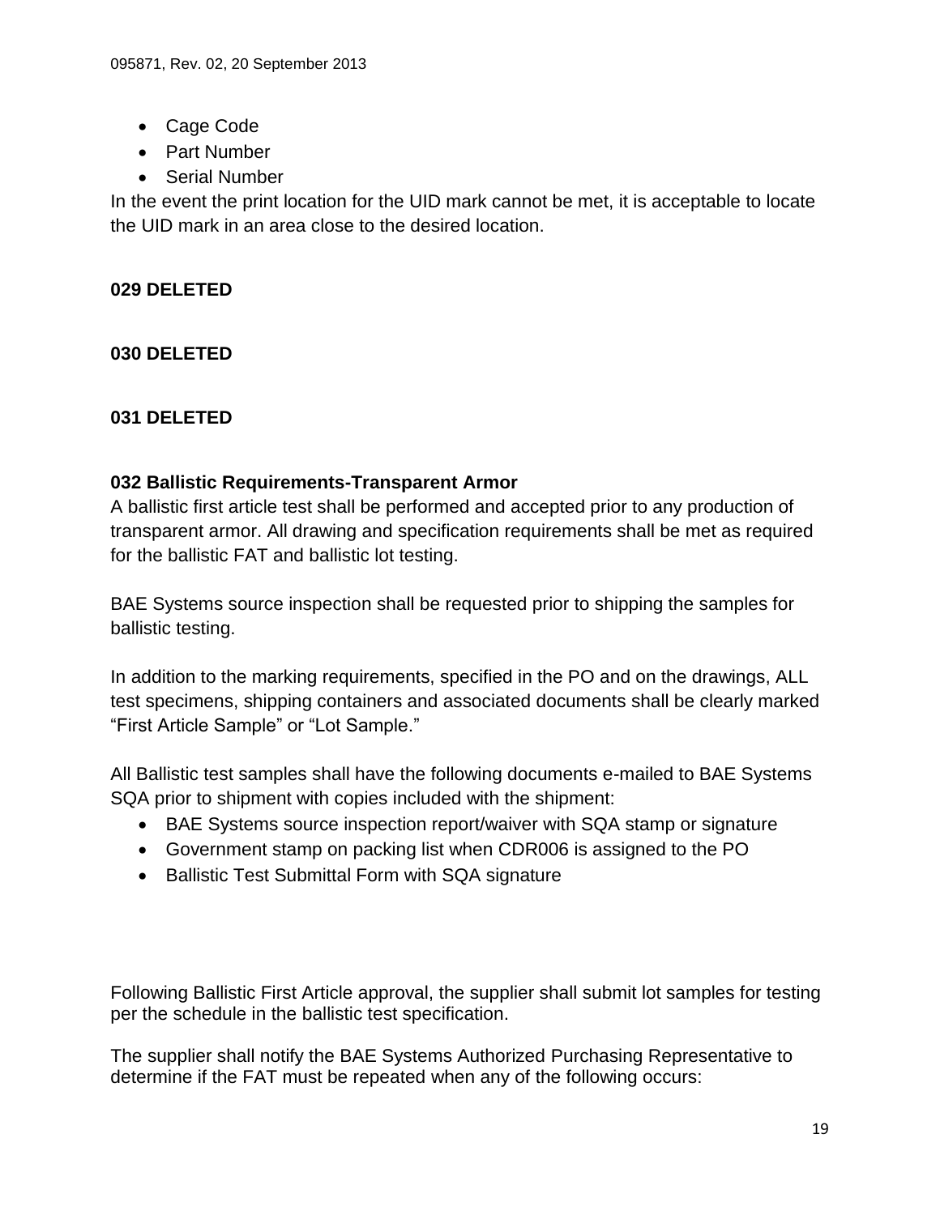- Cage Code
- Part Number
- Serial Number

In the event the print location for the UID mark cannot be met, it is acceptable to locate the UID mark in an area close to the desired location.

**029 DELETED**

**030 DELETED**

**031 DELETED**

**032 Ballistic Requirements-Transparent Armor**

A ballistic first article test shall be performed and accepted prior to any production of transparent armor. All drawing and specification requirements shall be met as required for the ballistic FAT and ballistic lot testing.

BAE Systems source inspection shall be requested prior to shipping the samples for ballistic testing.

In addition to the marking requirements, specified in the PO and on the drawings, ALL test specimens, shipping containers and associated documents shall be clearly marked "First Article Sample" or "Lot Sample."

All Ballistic test samples shall have the following documents e-mailed to BAE Systems SQA prior to shipment with copies included with the shipment:

- BAE Systems source inspection report/waiver with SQA stamp or signature
- Government stamp on packing list when CDR006 is assigned to the PO
- Ballistic Test Submittal Form with SQA signature

Following Ballistic First Article approval, the supplier shall submit lot samples for testing per the schedule in the ballistic test specification.

The supplier shall notify the BAE Systems Authorized Purchasing Representative to determine if the FAT must be repeated when any of the following occurs: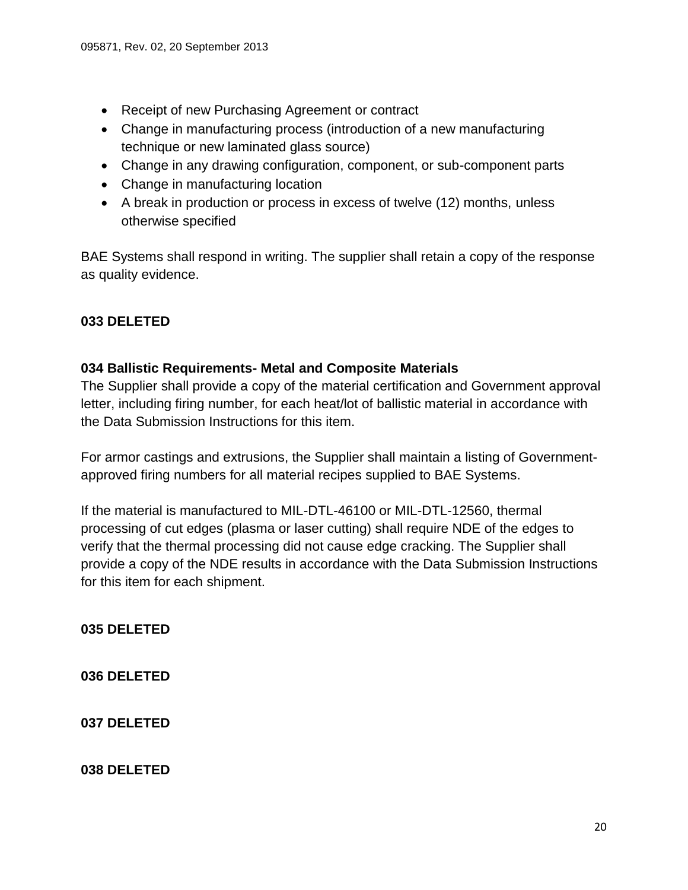- Receipt of new Purchasing Agreement or contract
- Change in manufacturing process (introduction of a new manufacturing technique or new laminated glass source)
- Change in any drawing configuration, component, or sub-component parts
- Change in manufacturing location
- A break in production or process in excess of twelve (12) months, unless otherwise specified

BAE Systems shall respond in writing. The supplier shall retain a copy of the response as quality evidence.

**033 DELETED**

**034 Ballistic Requirements- Metal and Composite Materials**

The Supplier shall provide a copy of the material certification and Government approval letter, including firing number, for each heat/lot of ballistic material in accordance with the Data Submission Instructions for this item.

For armor castings and extrusions, the Supplier shall maintain a listing of Government-approved firing numbers for all material recipes supplied to BAE Systems.

If the material is manufactured to MIL-DTL-46100 or MIL-DTL-12560, thermal processing of cut edges (plasma or laser cutting) shall require NDE of the edges to verify that the thermal processing did not cause edge cracking. The Supplier shall provide a copy of the NDE results in accordance with the Data Submission Instructions for this item for each shipment.

**035 DELETED**

**036 DELETED**

**037 DELETED**

**038 DELETED**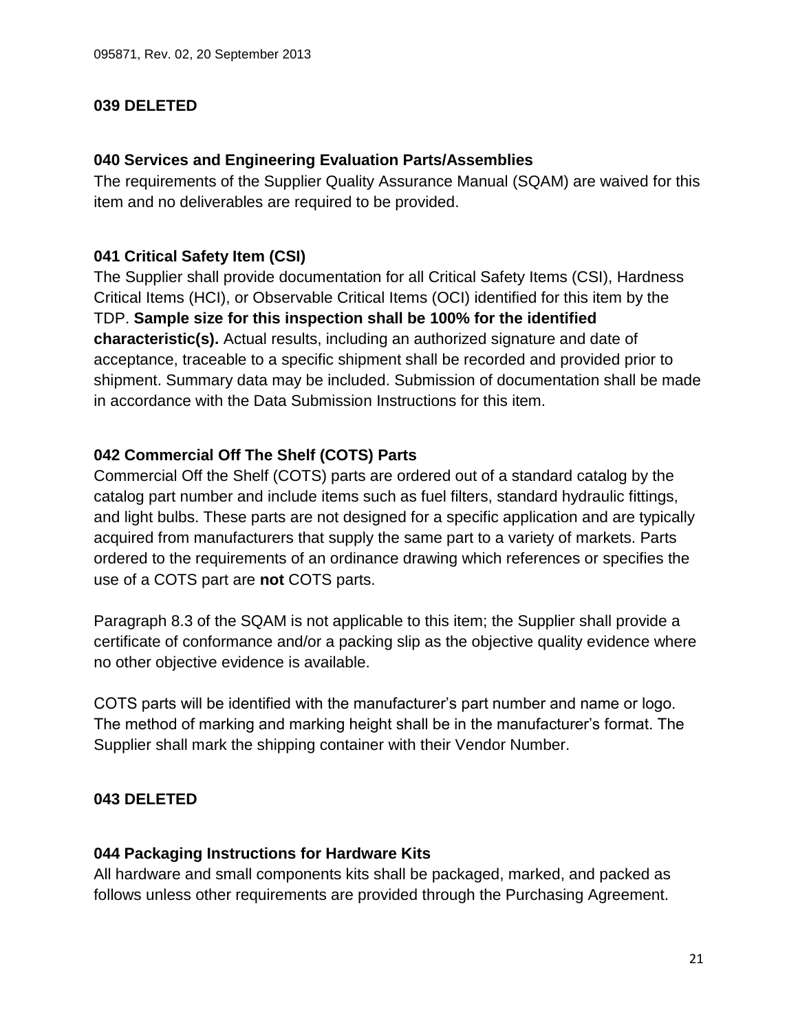**039 DELETED**

**040 Services and Engineering Evaluation Parts/Assemblies**

The requirements of the Supplier Quality Assurance Manual (SQAM) are waived for this item and no deliverables are required to be provided.

**041 Critical Safety Item (CSI)**

The Supplier shall provide documentation for all Critical Safety Items (CSI), Hardness Critical Items (HCI), or Observable Critical Items (OCI) identified for this item by the TDP. **Sample size for this inspection shall be 100% for the identified characteristic(s).** Actual results, including an authorized signature and date of acceptance, traceable to a specific shipment shall be recorded and provided prior to shipment. Summary data may be included. Submission of documentation shall be made in accordance with the Data Submission Instructions for this item.

**042 Commercial Off The Shelf (COTS) Parts**

Commercial Off the Shelf (COTS) parts are ordered out of a standard catalog by the catalog part number and include items such as fuel filters, standard hydraulic fittings, and light bulbs. These parts are not designed for a specific application and are typically acquired from manufacturers that supply the same part to a variety of markets. Parts ordered to the requirements of an ordinance drawing which references or specifies the use of a COTS part are **not** COTS parts.

Paragraph 8.3 of the SQAM is not applicable to this item; the Supplier shall provide a certificate of conformance and/or a packing slip as the objective quality evidence where no other objective evidence is available.

COTS parts will be identified with the manufacturer's part number and name or logo. The method of marking and marking height shall be in the manufacturer's format. The Supplier shall mark the shipping container with their Vendor Number.

**043 DELETED**

**044 Packaging Instructions for Hardware Kits**

All hardware and small components kits shall be packaged, marked, and packed as follows unless other requirements are provided through the Purchasing Agreement.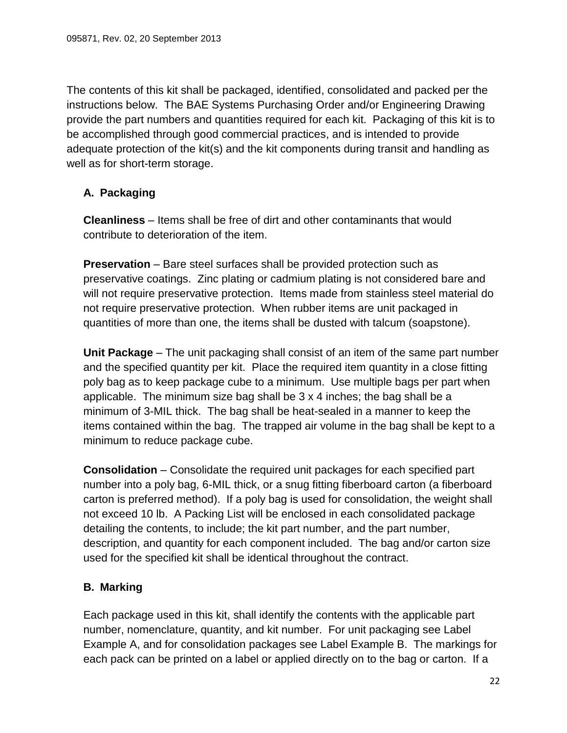The contents of this kit shall be packaged, identified, consolidated and packed per the instructions below. The BAE Systems Purchasing Order and/or Engineering Drawing provide the part numbers and quantities required for each kit. Packaging of this kit is to be accomplished through good commercial practices, and is intended to provide adequate protection of the kit(s) and the kit components during transit and handling as well as for short-term storage.

## A. Packaging

**Cleanliness** – Items shall be free of dirt and other contaminants that would contribute to deterioration of the item.

**Preservation** – Bare steel surfaces shall be provided protection such as preservative coatings. Zinc plating or cadmium plating is not considered bare and will not require preservative protection. Items made from stainless steel material do not require preservative protection. When rubber items are unit packaged in quantities of more than one, the items shall be dusted with talcum (soapstone).

**Unit Package** – The unit packaging shall consist of an item of the same part number and the specified quantity per kit. Place the required item quantity in a close fitting poly bag as to keep package cube to a minimum. Use multiple bags per part when applicable. The minimum size bag shall be 3 x 4 inches; the bag shall be a minimum of 3-MIL thick. The bag shall be heat-sealed in a manner to keep the items contained within the bag. The trapped air volume in the bag shall be kept to a minimum to reduce package cube.

**Consolidation** – Consolidate the required unit packages for each specified part number into a poly bag, 6-MIL thick, or a snug fitting fiberboard carton (a fiberboard carton is preferred method). If a poly bag is used for consolidation, the weight shall not exceed 10 lb. A Packing List will be enclosed in each consolidated package detailing the contents, to include; the kit part number, and the part number, description, and quantity for each component included. The bag and/or carton size used for the specified kit shall be identical throughout the contract.

## B. Marking

Each package used in this kit, shall identify the contents with the applicable part number, nomenclature, quantity, and kit number. For unit packaging see Label Example A, and for consolidation packages see Label Example B. The markings for each pack can be printed on a label or applied directly on to the bag or carton. If a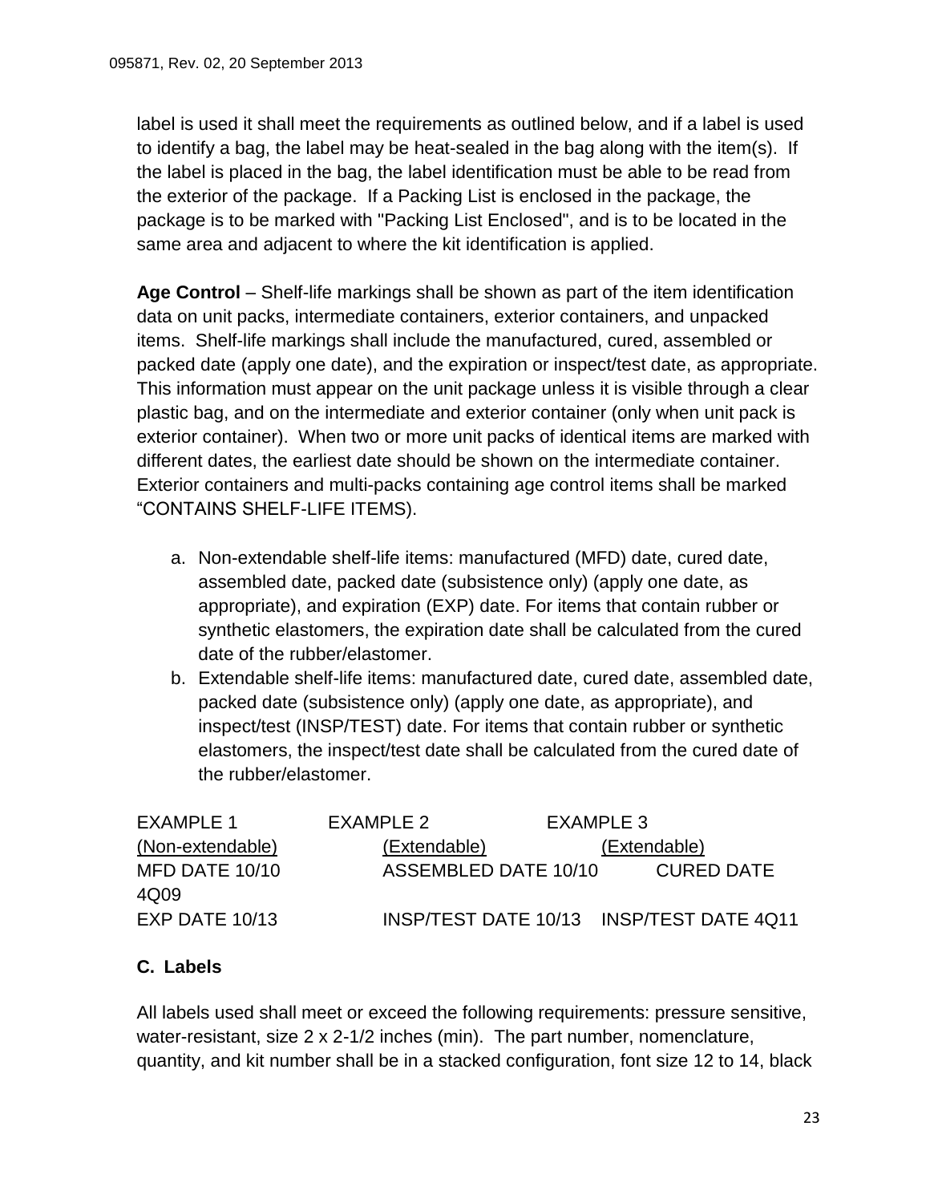label is used it shall meet the requirements as outlined below, and if a label is used to identify a bag, the label may be heat-sealed in the bag along with the item(s). If the label is placed in the bag, the label identification must be able to be read from the exterior of the package. If a Packing List is enclosed in the package, the package is to be marked with "Packing List Enclosed", and is to be located in the same area and adjacent to where the kit identification is applied.

**Age Control** – Shelf-life markings shall be shown as part of the item identification data on unit packs, intermediate containers, exterior containers, and unpacked items. Shelf-life markings shall include the manufactured, cured, assembled or packed date (apply one date), and the expiration or inspect/test date, as appropriate. This information must appear on the unit package unless it is visible through a clear plastic bag, and on the intermediate and exterior container (only when unit pack is exterior container). When two or more unit packs of identical items are marked with different dates, the earliest date should be shown on the intermediate container. Exterior containers and multi-packs containing age control items shall be marked “CONTAINS SHELF-LIFE ITEMS).

a. Non-extendable shelf-life items: manufactured (MFD) date, cured date, assembled date, packed date (subsistence only) (apply one date, as appropriate), and expiration (EXP) date. For items that contain rubber or synthetic elastomers, the expiration date shall be calculated from the cured date of the rubber/elastomer.
b. Extendable shelf-life items: manufactured date, cured date, assembled date, packed date (subsistence only) (apply one date, as appropriate), and inspect/test (INSP/TEST) date. For items that contain rubber or synthetic elastomers, the inspect/test date shall be calculated from the cured date of the rubber/elastomer.

| EXAMPLE 1 | EXAMPLE 2 | EXAMPLE 3 |
|---|---|---|
| (Non-extendable) | (Extendable) | (Extendable) |
| MFD DATE 10/10 | ASSEMBLED DATE 10/10 | CURED DATE 4Q09 |
| EXP DATE 10/13 | INSP/TEST DATE 10/13 | INSP/TEST DATE 4Q11 |

### C. Labels

All labels used shall meet or exceed the following requirements: pressure sensitive, water-resistant, size 2 x 2-1/2 inches (min). The part number, nomenclature, quantity, and kit number shall be in a stacked configuration, font size 12 to 14, black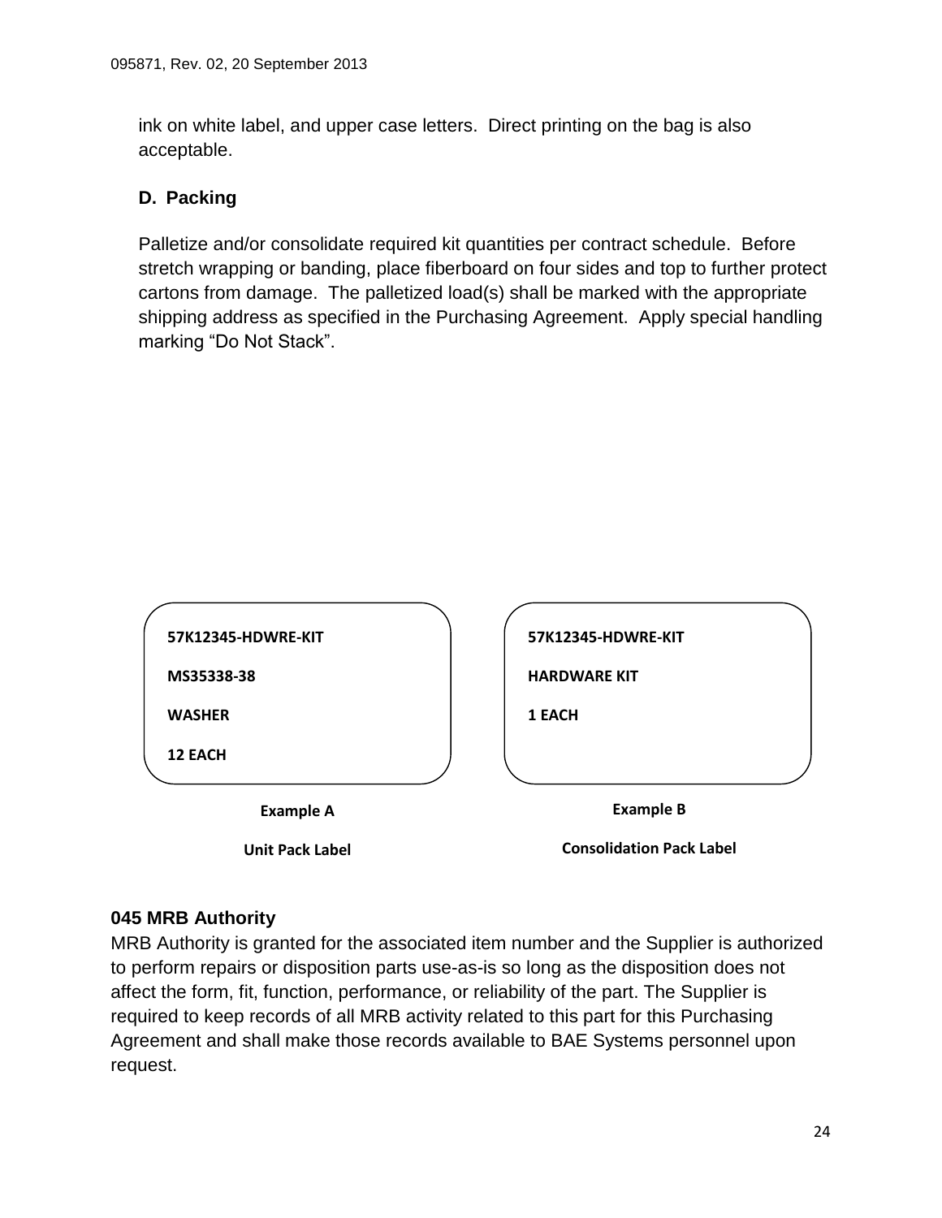ink on white label, and upper case letters. Direct printing on the bag is also acceptable.

### D. Packing

Palletize and/or consolidate required kit quantities per contract schedule. Before stretch wrapping or banding, place fiberboard on four sides and top to further protect cartons from damage. The palletized load(s) shall be marked with the appropriate shipping address as specified in the Purchasing Agreement. Apply special handling marking "Do Not Stack".

| 57K12345-HDWRE-KIT<br>MS35338-38<br>WASHER<br>12 EACH | 57K12345-HDWRE-KIT<br>HARDWARE KIT<br>1 EACH |
|---|---|
| **Example A**<br>**Unit Pack Label** | **Example B**<br>**Consolidation Pack Label** |

## 045 MRB Authority

MRB Authority is granted for the associated item number and the Supplier is authorized to perform repairs or disposition parts use-as-is so long as the disposition does not affect the form, fit, function, performance, or reliability of the part. The Supplier is required to keep records of all MRB activity related to this part for this Purchasing Agreement and shall make those records available to BAE Systems personnel upon request.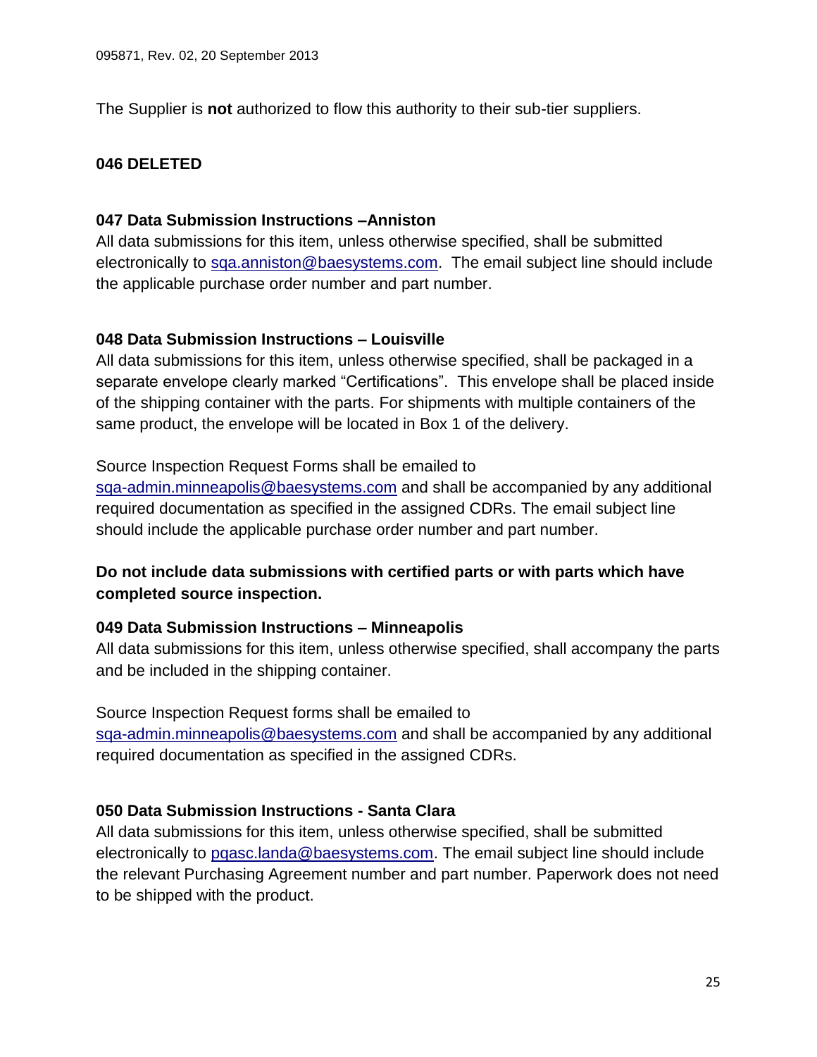The Supplier is **not** authorized to flow this authority to their sub-tier suppliers.

**046 DELETED**

**047 Data Submission Instructions –Anniston**

All data submissions for this item, unless otherwise specified, shall be submitted electronically to sqa.anniston@baesystems.com. The email subject line should include the applicable purchase order number and part number.

**048 Data Submission Instructions – Louisville**

All data submissions for this item, unless otherwise specified, shall be packaged in a separate envelope clearly marked "Certifications". This envelope shall be placed inside of the shipping container with the parts. For shipments with multiple containers of the same product, the envelope will be located in Box 1 of the delivery.

Source Inspection Request Forms shall be emailed to sqa-admin.minneapolis@baesystems.com and shall be accompanied by any additional required documentation as specified in the assigned CDRs. The email subject line should include the applicable purchase order number and part number.

**Do not include data submissions with certified parts or with parts which have completed source inspection.**

**049 Data Submission Instructions – Minneapolis**

All data submissions for this item, unless otherwise specified, shall accompany the parts and be included in the shipping container.

Source Inspection Request forms shall be emailed to sqa-admin.minneapolis@baesystems.com and shall be accompanied by any additional required documentation as specified in the assigned CDRs.

**050 Data Submission Instructions - Santa Clara**

All data submissions for this item, unless otherwise specified, shall be submitted electronically to pqasc.landa@baesystems.com. The email subject line should include the relevant Purchasing Agreement number and part number. Paperwork does not need to be shipped with the product.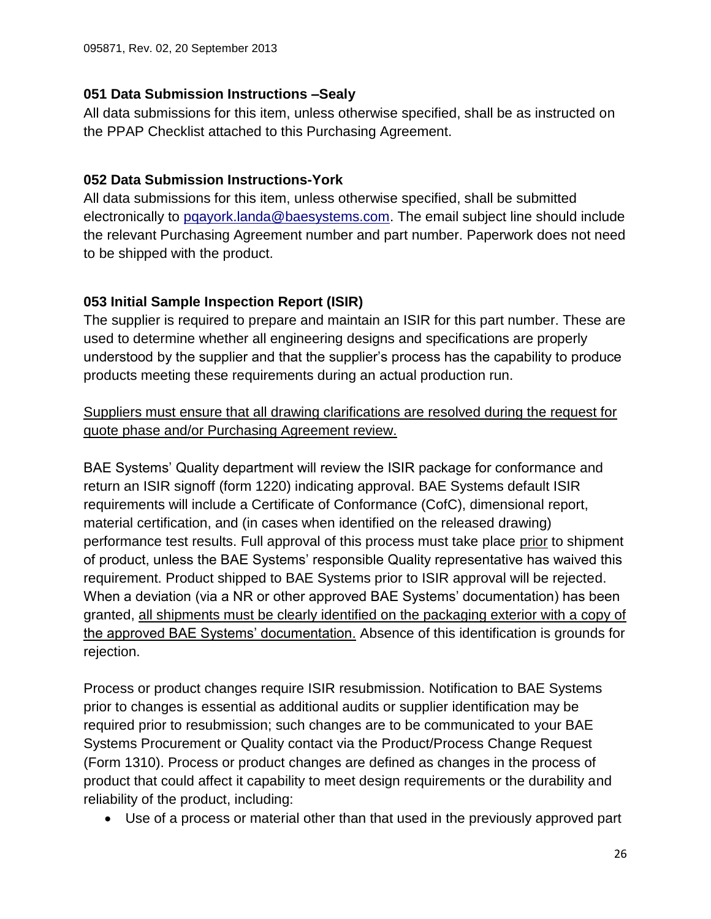### 051 Data Submission Instructions –Sealy

All data submissions for this item, unless otherwise specified, shall be as instructed on the PPAP Checklist attached to this Purchasing Agreement.

### 052 Data Submission Instructions-York

All data submissions for this item, unless otherwise specified, shall be submitted electronically to pqayork.landa@baesystems.com. The email subject line should include the relevant Purchasing Agreement number and part number. Paperwork does not need to be shipped with the product.

### 053 Initial Sample Inspection Report (ISIR)

The supplier is required to prepare and maintain an ISIR for this part number. These are used to determine whether all engineering designs and specifications are properly understood by the supplier and that the supplier's process has the capability to produce products meeting these requirements during an actual production run.

<u>Suppliers must ensure that all drawing clarifications are resolved during the request for quote phase and/or Purchasing Agreement review.</u>

BAE Systems' Quality department will review the ISIR package for conformance and return an ISIR signoff (form 1220) indicating approval. BAE Systems default ISIR requirements will include a Certificate of Conformance (CofC), dimensional report, material certification, and (in cases when identified on the released drawing) performance test results. Full approval of this process must take place <u>prior</u> to shipment of product, unless the BAE Systems' responsible Quality representative has waived this requirement. Product shipped to BAE Systems prior to ISIR approval will be rejected. When a deviation (via a NR or other approved BAE Systems' documentation) has been granted, <u>all shipments must be clearly identified on the packaging exterior with a copy of the approved BAE Systems' documentation.</u> Absence of this identification is grounds for rejection.

Process or product changes require ISIR resubmission. Notification to BAE Systems prior to changes is essential as additional audits or supplier identification may be required prior to resubmission; such changes are to be communicated to your BAE Systems Procurement or Quality contact via the Product/Process Change Request (Form 1310). Process or product changes are defined as changes in the process of product that could affect it capability to meet design requirements or the durability and reliability of the product, including:

- Use of a process or material other than that used in the previously approved part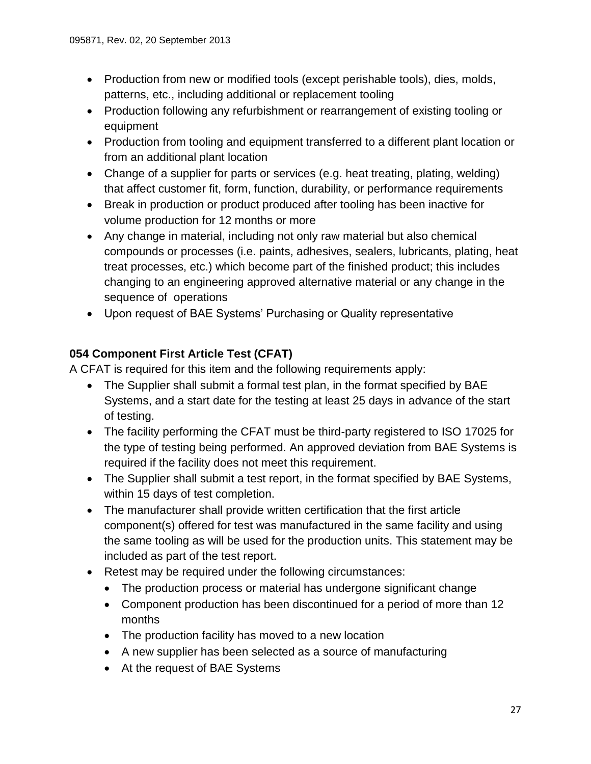- Production from new or modified tools (except perishable tools), dies, molds, patterns, etc., including additional or replacement tooling
- Production following any refurbishment or rearrangement of existing tooling or equipment
- Production from tooling and equipment transferred to a different plant location or from an additional plant location
- Change of a supplier for parts or services (e.g. heat treating, plating, welding) that affect customer fit, form, function, durability, or performance requirements
- Break in production or product produced after tooling has been inactive for volume production for 12 months or more
- Any change in material, including not only raw material but also chemical compounds or processes (i.e. paints, adhesives, sealers, lubricants, plating, heat treat processes, etc.) which become part of the finished product; this includes changing to an engineering approved alternative material or any change in the sequence of operations
- Upon request of BAE Systems' Purchasing or Quality representative

**054 Component First Article Test (CFAT)**

A CFAT is required for this item and the following requirements apply:

- The Supplier shall submit a formal test plan, in the format specified by BAE Systems, and a start date for the testing at least 25 days in advance of the start of testing.
- The facility performing the CFAT must be third-party registered to ISO 17025 for the type of testing being performed. An approved deviation from BAE Systems is required if the facility does not meet this requirement.
- The Supplier shall submit a test report, in the format specified by BAE Systems, within 15 days of test completion.
- The manufacturer shall provide written certification that the first article component(s) offered for test was manufactured in the same facility and using the same tooling as will be used for the production units. This statement may be included as part of the test report.
- Retest may be required under the following circumstances:
  - The production process or material has undergone significant change
  - Component production has been discontinued for a period of more than 12 months
  - The production facility has moved to a new location
  - A new supplier has been selected as a source of manufacturing
  - At the request of BAE Systems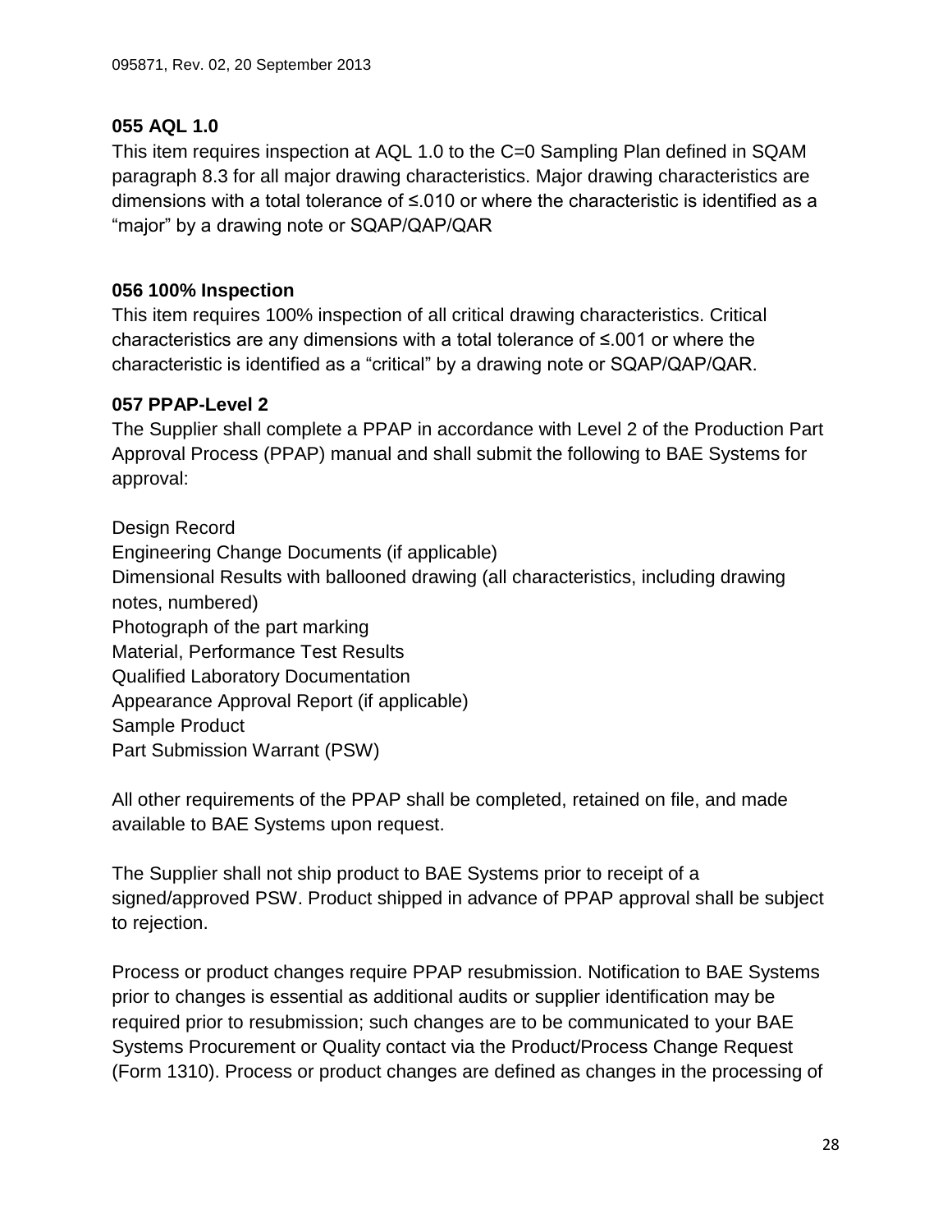### 055 AQL 1.0

This item requires inspection at AQL 1.0 to the C=0 Sampling Plan defined in SQAM paragraph 8.3 for all major drawing characteristics. Major drawing characteristics are dimensions with a total tolerance of ≤.010 or where the characteristic is identified as a “major” by a drawing note or SQAP/QAP/QAR

### 056 100% Inspection

This item requires 100% inspection of all critical drawing characteristics. Critical characteristics are any dimensions with a total tolerance of ≤.001 or where the characteristic is identified as a “critical” by a drawing note or SQAP/QAP/QAR.

### 057 PPAP-Level 2

The Supplier shall complete a PPAP in accordance with Level 2 of the Production Part Approval Process (PPAP) manual and shall submit the following to BAE Systems for approval:

Design Record
Engineering Change Documents (if applicable)
Dimensional Results with ballooned drawing (all characteristics, including drawing notes, numbered)
Photograph of the part marking
Material, Performance Test Results
Qualified Laboratory Documentation
Appearance Approval Report (if applicable)
Sample Product
Part Submission Warrant (PSW)

All other requirements of the PPAP shall be completed, retained on file, and made available to BAE Systems upon request.

The Supplier shall not ship product to BAE Systems prior to receipt of a signed/approved PSW. Product shipped in advance of PPAP approval shall be subject to rejection.

Process or product changes require PPAP resubmission. Notification to BAE Systems prior to changes is essential as additional audits or supplier identification may be required prior to resubmission; such changes are to be communicated to your BAE Systems Procurement or Quality contact via the Product/Process Change Request (Form 1310). Process or product changes are defined as changes in the processing of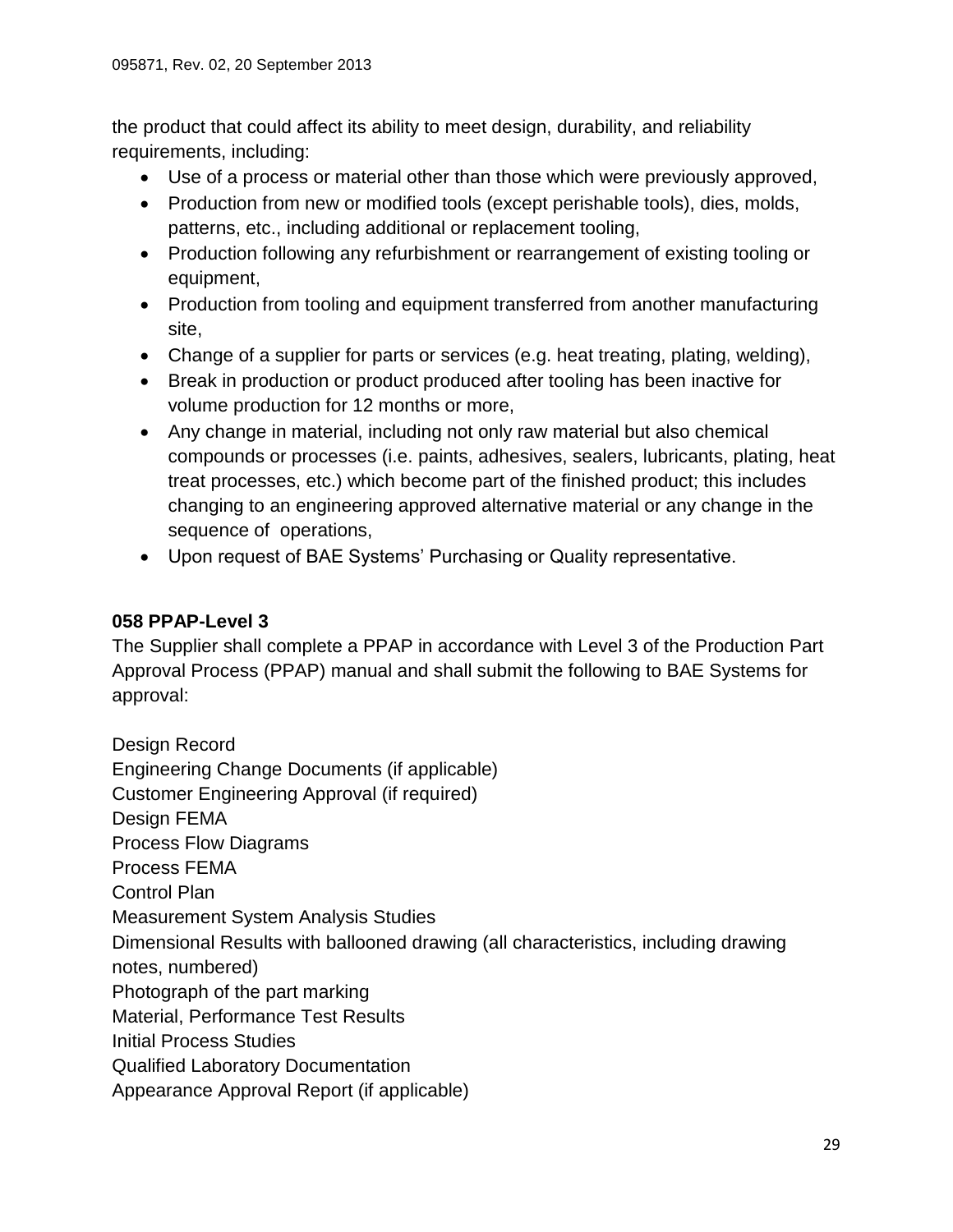the product that could affect its ability to meet design, durability, and reliability requirements, including:

- Use of a process or material other than those which were previously approved,
- Production from new or modified tools (except perishable tools), dies, molds, patterns, etc., including additional or replacement tooling,
- Production following any refurbishment or rearrangement of existing tooling or equipment,
- Production from tooling and equipment transferred from another manufacturing site,
- Change of a supplier for parts or services (e.g. heat treating, plating, welding),
- Break in production or product produced after tooling has been inactive for volume production for 12 months or more,
- Any change in material, including not only raw material but also chemical compounds or processes (i.e. paints, adhesives, sealers, lubricants, plating, heat treat processes, etc.) which become part of the finished product; this includes changing to an engineering approved alternative material or any change in the sequence of operations,
- Upon request of BAE Systems' Purchasing or Quality representative.

**058 PPAP-Level 3**

The Supplier shall complete a PPAP in accordance with Level 3 of the Production Part Approval Process (PPAP) manual and shall submit the following to BAE Systems for approval:

Design Record  
Engineering Change Documents (if applicable)  
Customer Engineering Approval (if required)  
Design FEMA  
Process Flow Diagrams  
Process FEMA  
Control Plan  
Measurement System Analysis Studies  
Dimensional Results with ballooned drawing (all characteristics, including drawing notes, numbered)  
Photograph of the part marking  
Material, Performance Test Results  
Initial Process Studies  
Qualified Laboratory Documentation  
Appearance Approval Report (if applicable)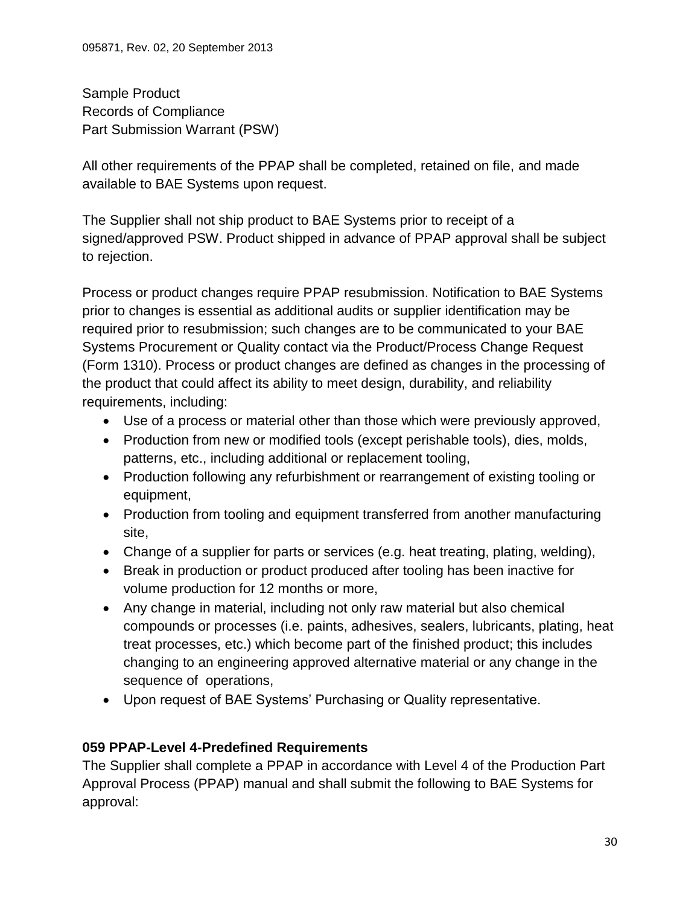Sample Product
Records of Compliance
Part Submission Warrant (PSW)

All other requirements of the PPAP shall be completed, retained on file, and made available to BAE Systems upon request.

The Supplier shall not ship product to BAE Systems prior to receipt of a signed/approved PSW. Product shipped in advance of PPAP approval shall be subject to rejection.

Process or product changes require PPAP resubmission. Notification to BAE Systems prior to changes is essential as additional audits or supplier identification may be required prior to resubmission; such changes are to be communicated to your BAE Systems Procurement or Quality contact via the Product/Process Change Request (Form 1310). Process or product changes are defined as changes in the processing of the product that could affect its ability to meet design, durability, and reliability requirements, including:

- Use of a process or material other than those which were previously approved,
- Production from new or modified tools (except perishable tools), dies, molds, patterns, etc., including additional or replacement tooling,
- Production following any refurbishment or rearrangement of existing tooling or equipment,
- Production from tooling and equipment transferred from another manufacturing site,
- Change of a supplier for parts or services (e.g. heat treating, plating, welding),
- Break in production or product produced after tooling has been inactive for volume production for 12 months or more,
- Any change in material, including not only raw material but also chemical compounds or processes (i.e. paints, adhesives, sealers, lubricants, plating, heat treat processes, etc.) which become part of the finished product; this includes changing to an engineering approved alternative material or any change in the sequence of operations,
- Upon request of BAE Systems' Purchasing or Quality representative.

**059 PPAP-Level 4-Predefined Requirements**

The Supplier shall complete a PPAP in accordance with Level 4 of the Production Part Approval Process (PPAP) manual and shall submit the following to BAE Systems for approval: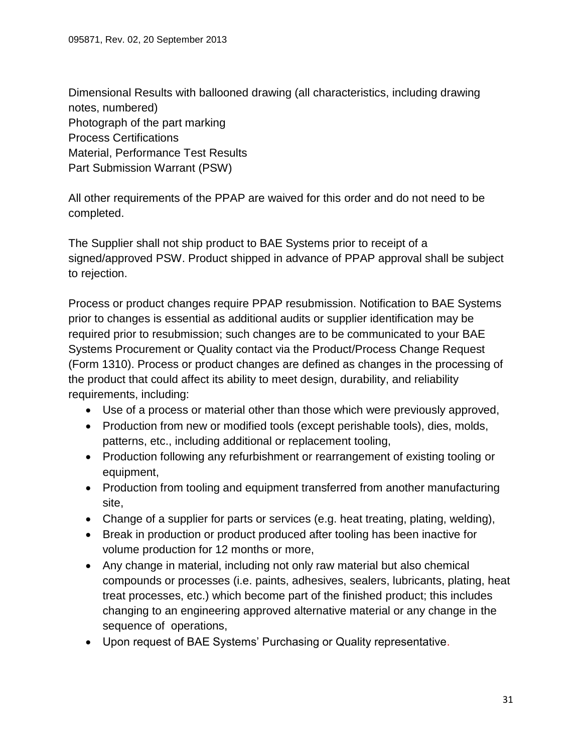Dimensional Results with ballooned drawing (all characteristics, including drawing notes, numbered)
Photograph of the part marking
Process Certifications
Material, Performance Test Results
Part Submission Warrant (PSW)

All other requirements of the PPAP are waived for this order and do not need to be completed.

The Supplier shall not ship product to BAE Systems prior to receipt of a signed/approved PSW. Product shipped in advance of PPAP approval shall be subject to rejection.

Process or product changes require PPAP resubmission. Notification to BAE Systems prior to changes is essential as additional audits or supplier identification may be required prior to resubmission; such changes are to be communicated to your BAE Systems Procurement or Quality contact via the Product/Process Change Request (Form 1310). Process or product changes are defined as changes in the processing of the product that could affect its ability to meet design, durability, and reliability requirements, including:

- Use of a process or material other than those which were previously approved,
- Production from new or modified tools (except perishable tools), dies, molds, patterns, etc., including additional or replacement tooling,
- Production following any refurbishment or rearrangement of existing tooling or equipment,
- Production from tooling and equipment transferred from another manufacturing site,
- Change of a supplier for parts or services (e.g. heat treating, plating, welding),
- Break in production or product produced after tooling has been inactive for volume production for 12 months or more,
- Any change in material, including not only raw material but also chemical compounds or processes (i.e. paints, adhesives, sealers, lubricants, plating, heat treat processes, etc.) which become part of the finished product; this includes changing to an engineering approved alternative material or any change in the sequence of operations,
- Upon request of BAE Systems' Purchasing or Quality representative.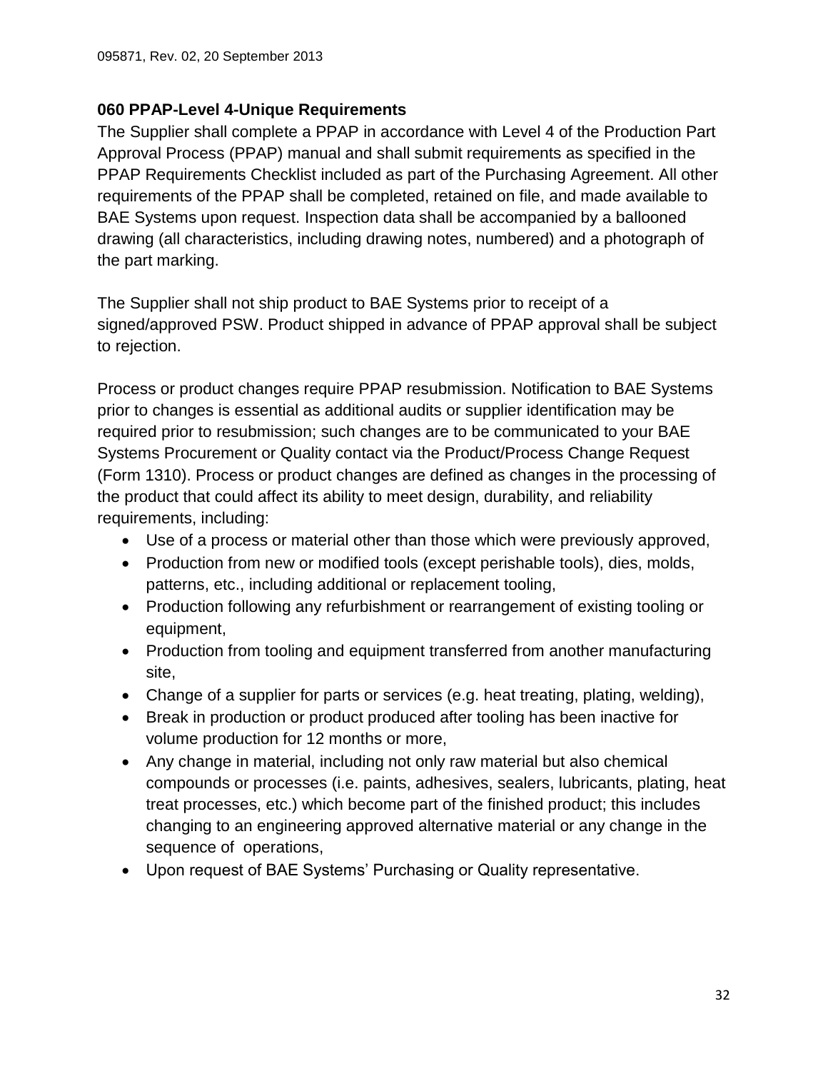### 060 PPAP-Level 4-Unique Requirements

The Supplier shall complete a PPAP in accordance with Level 4 of the Production Part Approval Process (PPAP) manual and shall submit requirements as specified in the PPAP Requirements Checklist included as part of the Purchasing Agreement. All other requirements of the PPAP shall be completed, retained on file, and made available to BAE Systems upon request. Inspection data shall be accompanied by a ballooned drawing (all characteristics, including drawing notes, numbered) and a photograph of the part marking.

The Supplier shall not ship product to BAE Systems prior to receipt of a signed/approved PSW. Product shipped in advance of PPAP approval shall be subject to rejection.

Process or product changes require PPAP resubmission. Notification to BAE Systems prior to changes is essential as additional audits or supplier identification may be required prior to resubmission; such changes are to be communicated to your BAE Systems Procurement or Quality contact via the Product/Process Change Request (Form 1310). Process or product changes are defined as changes in the processing of the product that could affect its ability to meet design, durability, and reliability requirements, including:

- Use of a process or material other than those which were previously approved,
- Production from new or modified tools (except perishable tools), dies, molds, patterns, etc., including additional or replacement tooling,
- Production following any refurbishment or rearrangement of existing tooling or equipment,
- Production from tooling and equipment transferred from another manufacturing site,
- Change of a supplier for parts or services (e.g. heat treating, plating, welding),
- Break in production or product produced after tooling has been inactive for volume production for 12 months or more,
- Any change in material, including not only raw material but also chemical compounds or processes (i.e. paints, adhesives, sealers, lubricants, plating, heat treat processes, etc.) which become part of the finished product; this includes changing to an engineering approved alternative material or any change in the sequence of operations,
- Upon request of BAE Systems' Purchasing or Quality representative.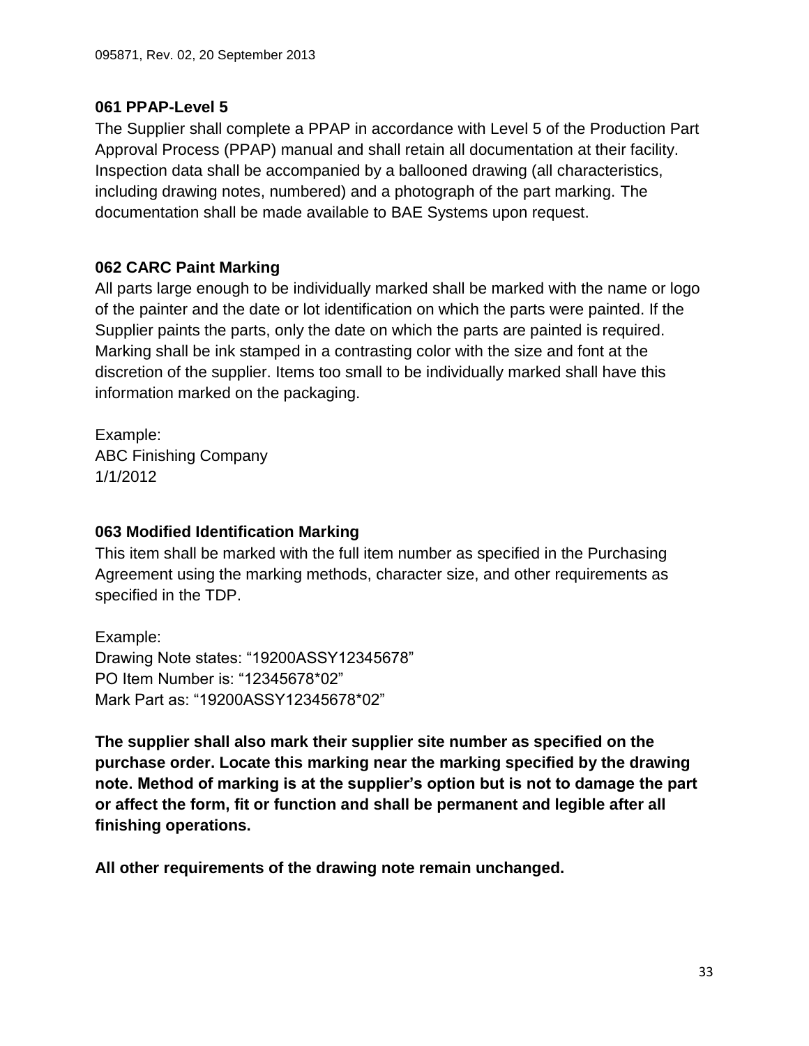### 061 PPAP-Level 5

The Supplier shall complete a PPAP in accordance with Level 5 of the Production Part Approval Process (PPAP) manual and shall retain all documentation at their facility. Inspection data shall be accompanied by a ballooned drawing (all characteristics, including drawing notes, numbered) and a photograph of the part marking. The documentation shall be made available to BAE Systems upon request.

### 062 CARC Paint Marking

All parts large enough to be individually marked shall be marked with the name or logo of the painter and the date or lot identification on which the parts were painted. If the Supplier paints the parts, only the date on which the parts are painted is required. Marking shall be ink stamped in a contrasting color with the size and font at the discretion of the supplier. Items too small to be individually marked shall have this information marked on the packaging.

Example:
ABC Finishing Company
1/1/2012

### 063 Modified Identification Marking

This item shall be marked with the full item number as specified in the Purchasing Agreement using the marking methods, character size, and other requirements as specified in the TDP.

Example:
Drawing Note states: "19200ASSY12345678"
PO Item Number is: "12345678*02"
Mark Part as: "19200ASSY12345678*02"

**The supplier shall also mark their supplier site number as specified on the purchase order. Locate this marking near the marking specified by the drawing note. Method of marking is at the supplier's option but is not to damage the part or affect the form, fit or function and shall be permanent and legible after all finishing operations.**

**All other requirements of the drawing note remain unchanged.**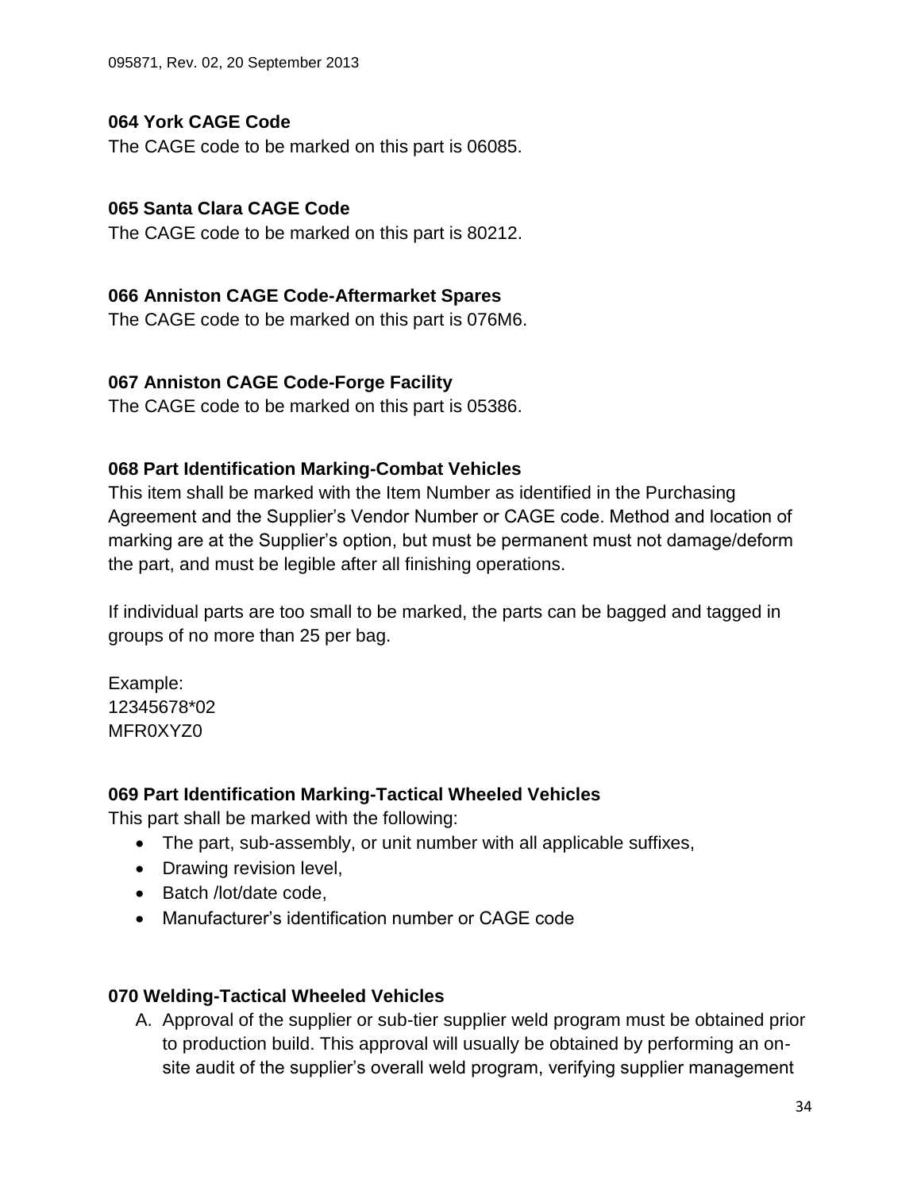**064 York CAGE Code**

The CAGE code to be marked on this part is 06085.

**065 Santa Clara CAGE Code**

The CAGE code to be marked on this part is 80212.

**066 Anniston CAGE Code-Aftermarket Spares**

The CAGE code to be marked on this part is 076M6.

**067 Anniston CAGE Code-Forge Facility**

The CAGE code to be marked on this part is 05386.

**068 Part Identification Marking-Combat Vehicles**

This item shall be marked with the Item Number as identified in the Purchasing Agreement and the Supplier's Vendor Number or CAGE code. Method and location of marking are at the Supplier's option, but must be permanent must not damage/deform the part, and must be legible after all finishing operations.

If individual parts are too small to be marked, the parts can be bagged and tagged in groups of no more than 25 per bag.

Example:
12345678*02
MFR0XYZ0

**069 Part Identification Marking-Tactical Wheeled Vehicles**

This part shall be marked with the following:

- The part, sub-assembly, or unit number with all applicable suffixes,
- Drawing revision level,
- Batch /lot/date code,
- Manufacturer's identification number or CAGE code

**070 Welding-Tactical Wheeled Vehicles**

A. Approval of the supplier or sub-tier supplier weld program must be obtained prior to production build. This approval will usually be obtained by performing an on-site audit of the supplier's overall weld program, verifying supplier management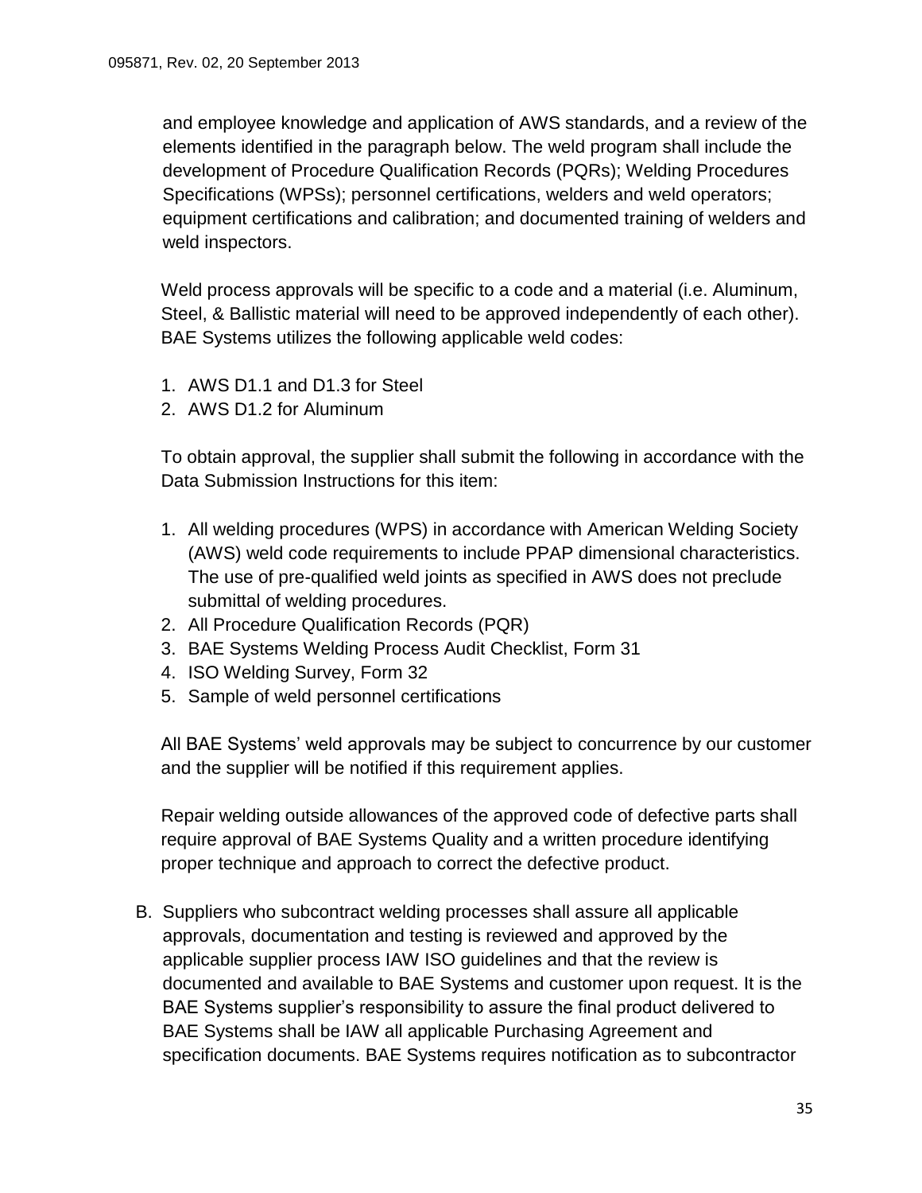and employee knowledge and application of AWS standards, and a review of the elements identified in the paragraph below. The weld program shall include the development of Procedure Qualification Records (PQRs); Welding Procedures Specifications (WPSs); personnel certifications, welders and weld operators; equipment certifications and calibration; and documented training of welders and weld inspectors.

Weld process approvals will be specific to a code and a material (i.e. Aluminum, Steel, & Ballistic material will need to be approved independently of each other). BAE Systems utilizes the following applicable weld codes:

1. AWS D1.1 and D1.3 for Steel
2. AWS D1.2 for Aluminum

To obtain approval, the supplier shall submit the following in accordance with the Data Submission Instructions for this item:

1. All welding procedures (WPS) in accordance with American Welding Society (AWS) weld code requirements to include PPAP dimensional characteristics. The use of pre-qualified weld joints as specified in AWS does not preclude submittal of welding procedures.
2. All Procedure Qualification Records (PQR)
3. BAE Systems Welding Process Audit Checklist, Form 31
4. ISO Welding Survey, Form 32
5. Sample of weld personnel certifications

All BAE Systems' weld approvals may be subject to concurrence by our customer and the supplier will be notified if this requirement applies.

Repair welding outside allowances of the approved code of defective parts shall require approval of BAE Systems Quality and a written procedure identifying proper technique and approach to correct the defective product.

B. Suppliers who subcontract welding processes shall assure all applicable approvals, documentation and testing is reviewed and approved by the applicable supplier process IAW ISO guidelines and that the review is documented and available to BAE Systems and customer upon request. It is the BAE Systems supplier's responsibility to assure the final product delivered to BAE Systems shall be IAW all applicable Purchasing Agreement and specification documents. BAE Systems requires notification as to subcontractor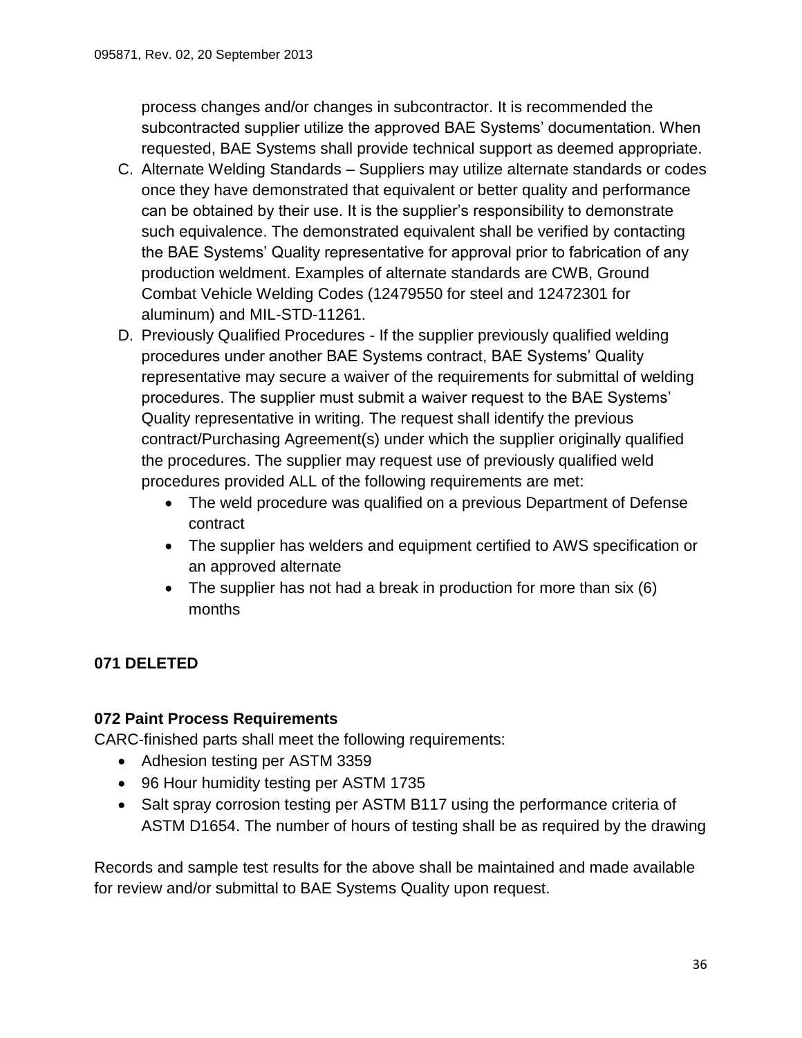process changes and/or changes in subcontractor. It is recommended the subcontracted supplier utilize the approved BAE Systems' documentation. When requested, BAE Systems shall provide technical support as deemed appropriate.

C. Alternate Welding Standards – Suppliers may utilize alternate standards or codes once they have demonstrated that equivalent or better quality and performance can be obtained by their use. It is the supplier's responsibility to demonstrate such equivalence. The demonstrated equivalent shall be verified by contacting the BAE Systems' Quality representative for approval prior to fabrication of any production weldment. Examples of alternate standards are CWB, Ground Combat Vehicle Welding Codes (12479550 for steel and 12472301 for aluminum) and MIL-STD-11261.

D. Previously Qualified Procedures - If the supplier previously qualified welding procedures under another BAE Systems contract, BAE Systems' Quality representative may secure a waiver of the requirements for submittal of welding procedures. The supplier must submit a waiver request to the BAE Systems' Quality representative in writing. The request shall identify the previous contract/Purchasing Agreement(s) under which the supplier originally qualified the procedures. The supplier may request use of previously qualified weld procedures provided ALL of the following requirements are met:
   - The weld procedure was qualified on a previous Department of Defense contract
   - The supplier has welders and equipment certified to AWS specification or an approved alternate
   - The supplier has not had a break in production for more than six (6) months

## 071 DELETED

## 072 Paint Process Requirements

CARC-finished parts shall meet the following requirements:

- Adhesion testing per ASTM 3359
- 96 Hour humidity testing per ASTM 1735
- Salt spray corrosion testing per ASTM B117 using the performance criteria of ASTM D1654. The number of hours of testing shall be as required by the drawing

Records and sample test results for the above shall be maintained and made available for review and/or submittal to BAE Systems Quality upon request.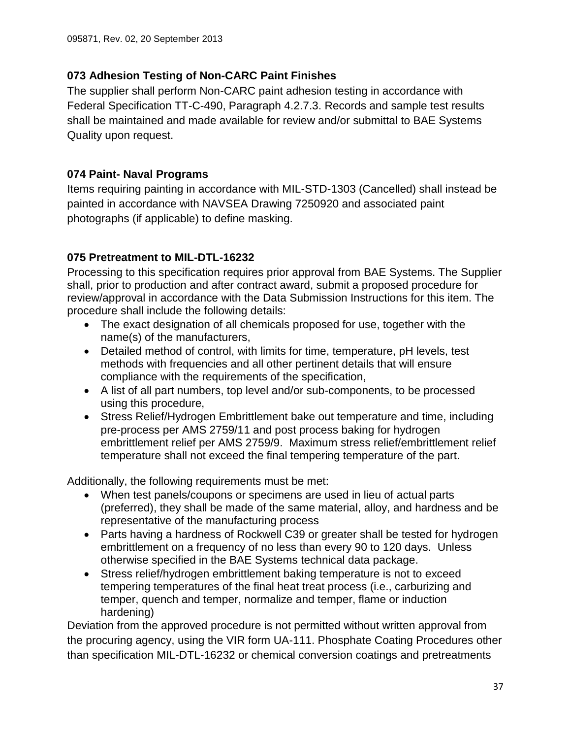## 073 Adhesion Testing of Non-CARC Paint Finishes

The supplier shall perform Non-CARC paint adhesion testing in accordance with Federal Specification TT-C-490, Paragraph 4.2.7.3. Records and sample test results shall be maintained and made available for review and/or submittal to BAE Systems Quality upon request.

## 074 Paint- Naval Programs

Items requiring painting in accordance with MIL-STD-1303 (Cancelled) shall instead be painted in accordance with NAVSEA Drawing 7250920 and associated paint photographs (if applicable) to define masking.

## 075 Pretreatment to MIL-DTL-16232

Processing to this specification requires prior approval from BAE Systems. The Supplier shall, prior to production and after contract award, submit a proposed procedure for review/approval in accordance with the Data Submission Instructions for this item. The procedure shall include the following details:

- The exact designation of all chemicals proposed for use, together with the name(s) of the manufacturers,
- Detailed method of control, with limits for time, temperature, pH levels, test methods with frequencies and all other pertinent details that will ensure compliance with the requirements of the specification,
- A list of all part numbers, top level and/or sub-components, to be processed using this procedure,
- Stress Relief/Hydrogen Embrittlement bake out temperature and time, including pre-process per AMS 2759/11 and post process baking for hydrogen embrittlement relief per AMS 2759/9. Maximum stress relief/embrittlement relief temperature shall not exceed the final tempering temperature of the part.

Additionally, the following requirements must be met:

- When test panels/coupons or specimens are used in lieu of actual parts (preferred), they shall be made of the same material, alloy, and hardness and be representative of the manufacturing process
- Parts having a hardness of Rockwell C39 or greater shall be tested for hydrogen embrittlement on a frequency of no less than every 90 to 120 days. Unless otherwise specified in the BAE Systems technical data package.
- Stress relief/hydrogen embrittlement baking temperature is not to exceed tempering temperatures of the final heat treat process (i.e., carburizing and temper, quench and temper, normalize and temper, flame or induction hardening)

Deviation from the approved procedure is not permitted without written approval from the procuring agency, using the VIR form UA-111. Phosphate Coating Procedures other than specification MIL-DTL-16232 or chemical conversion coatings and pretreatments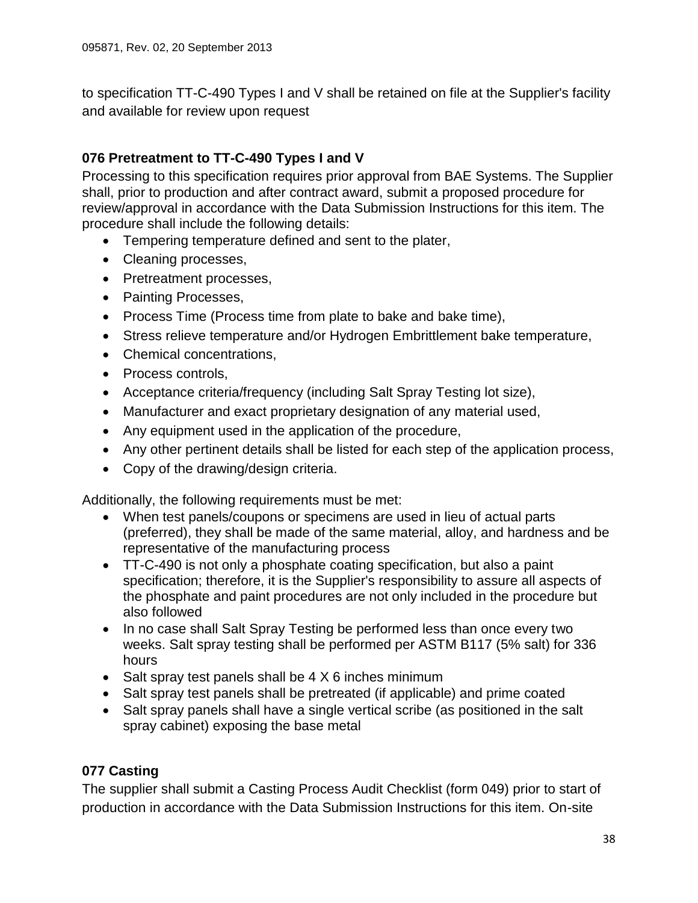to specification TT-C-490 Types I and V shall be retained on file at the Supplier's facility and available for review upon request

### 076 Pretreatment to TT-C-490 Types I and V

Processing to this specification requires prior approval from BAE Systems. The Supplier shall, prior to production and after contract award, submit a proposed procedure for review/approval in accordance with the Data Submission Instructions for this item. The procedure shall include the following details:

- Tempering temperature defined and sent to the plater,
- Cleaning processes,
- Pretreatment processes,
- Painting Processes,
- Process Time (Process time from plate to bake and bake time),
- Stress relieve temperature and/or Hydrogen Embrittlement bake temperature,
- Chemical concentrations,
- Process controls,
- Acceptance criteria/frequency (including Salt Spray Testing lot size),
- Manufacturer and exact proprietary designation of any material used,
- Any equipment used in the application of the procedure,
- Any other pertinent details shall be listed for each step of the application process,
- Copy of the drawing/design criteria.

Additionally, the following requirements must be met:

- When test panels/coupons or specimens are used in lieu of actual parts (preferred), they shall be made of the same material, alloy, and hardness and be representative of the manufacturing process
- TT-C-490 is not only a phosphate coating specification, but also a paint specification; therefore, it is the Supplier's responsibility to assure all aspects of the phosphate and paint procedures are not only included in the procedure but also followed
- In no case shall Salt Spray Testing be performed less than once every two weeks. Salt spray testing shall be performed per ASTM B117 (5% salt) for 336 hours
- Salt spray test panels shall be 4 X 6 inches minimum
- Salt spray test panels shall be pretreated (if applicable) and prime coated
- Salt spray panels shall have a single vertical scribe (as positioned in the salt spray cabinet) exposing the base metal

### 077 Casting

The supplier shall submit a Casting Process Audit Checklist (form 049) prior to start of production in accordance with the Data Submission Instructions for this item. On-site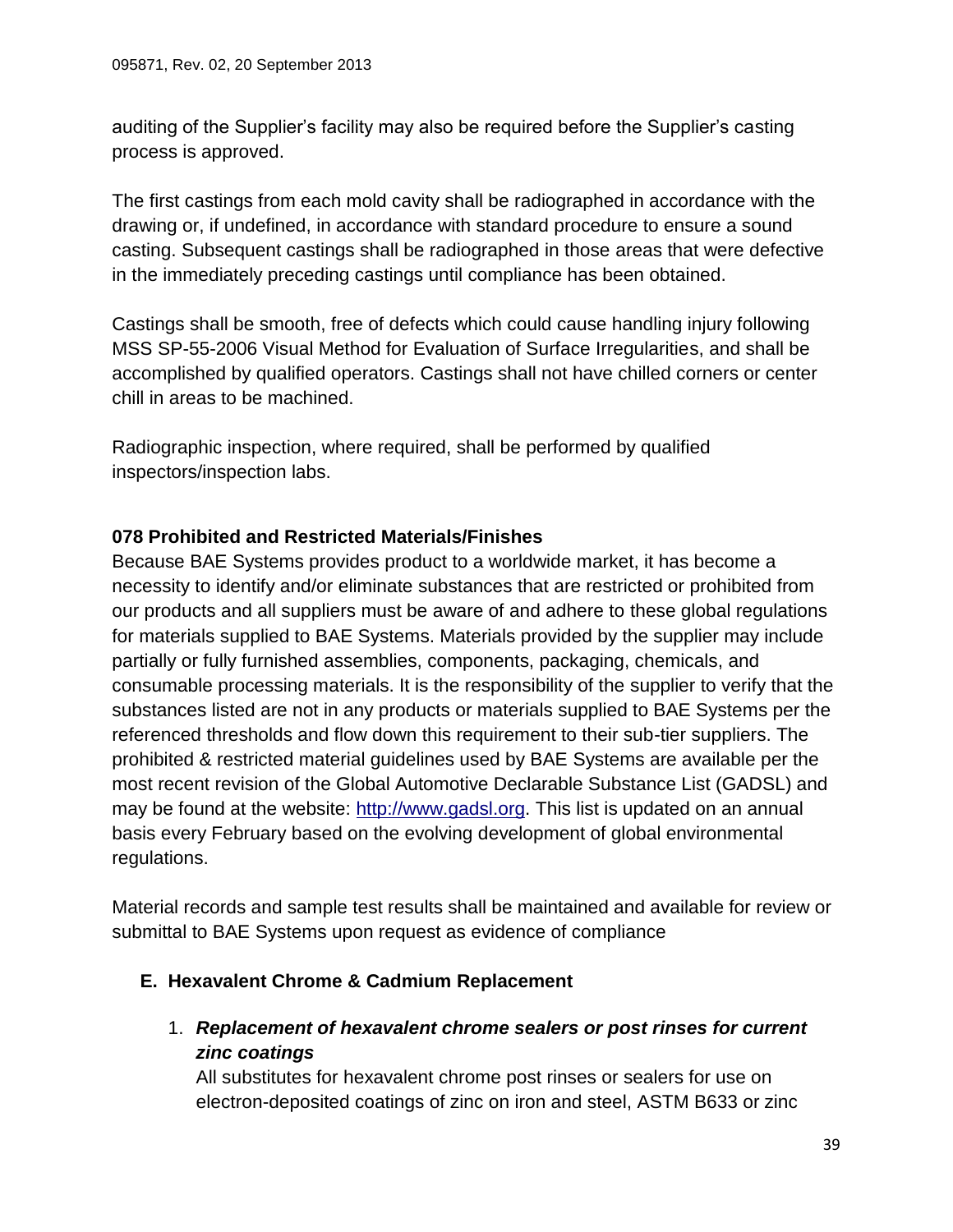auditing of the Supplier's facility may also be required before the Supplier's casting process is approved.

The first castings from each mold cavity shall be radiographed in accordance with the drawing or, if undefined, in accordance with standard procedure to ensure a sound casting. Subsequent castings shall be radiographed in those areas that were defective in the immediately preceding castings until compliance has been obtained.

Castings shall be smooth, free of defects which could cause handling injury following MSS SP-55-2006 Visual Method for Evaluation of Surface Irregularities, and shall be accomplished by qualified operators. Castings shall not have chilled corners or center chill in areas to be machined.

Radiographic inspection, where required, shall be performed by qualified inspectors/inspection labs.

**078 Prohibited and Restricted Materials/Finishes**

Because BAE Systems provides product to a worldwide market, it has become a necessity to identify and/or eliminate substances that are restricted or prohibited from our products and all suppliers must be aware of and adhere to these global regulations for materials supplied to BAE Systems. Materials provided by the supplier may include partially or fully furnished assemblies, components, packaging, chemicals, and consumable processing materials. It is the responsibility of the supplier to verify that the substances listed are not in any products or materials supplied to BAE Systems per the referenced thresholds and flow down this requirement to their sub-tier suppliers. The prohibited & restricted material guidelines used by BAE Systems are available per the most recent revision of the Global Automotive Declarable Substance List (GADSL) and may be found at the website: [http://www.gadsl.org](http://www.gadsl.org). This list is updated on an annual basis every February based on the evolving development of global environmental regulations.

Material records and sample test results shall be maintained and available for review or submittal to BAE Systems upon request as evidence of compliance

**E. Hexavalent Chrome & Cadmium Replacement**

1. ***Replacement of hexavalent chrome sealers or post rinses for current zinc coatings***
   All substitutes for hexavalent chrome post rinses or sealers for use on electron-deposited coatings of zinc on iron and steel, ASTM B633 or zinc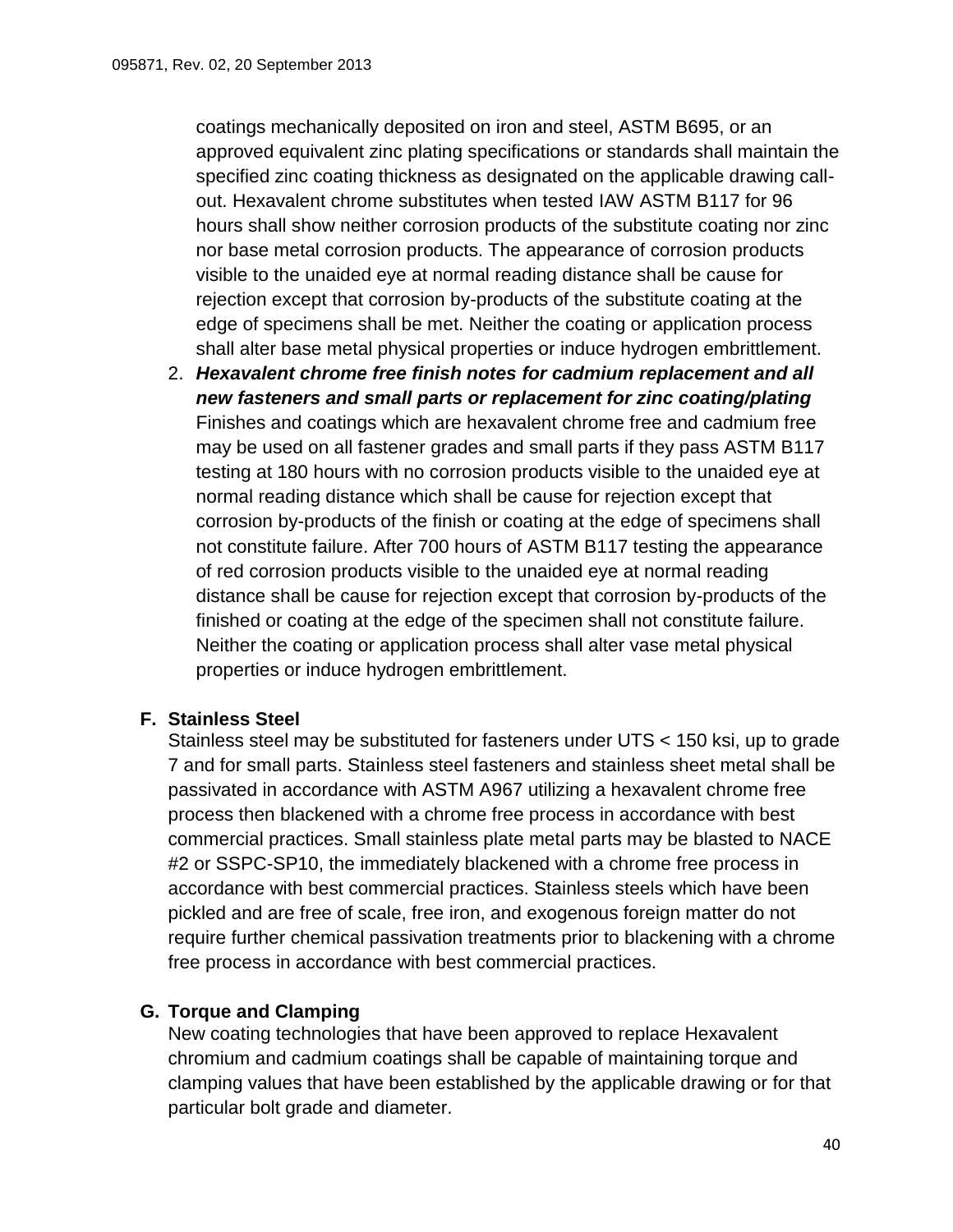coatings mechanically deposited on iron and steel, ASTM B695, or an approved equivalent zinc plating specifications or standards shall maintain the specified zinc coating thickness as designated on the applicable drawing call-out. Hexavalent chrome substitutes when tested IAW ASTM B117 for 96 hours shall show neither corrosion products of the substitute coating nor zinc nor base metal corrosion products. The appearance of corrosion products visible to the unaided eye at normal reading distance shall be cause for rejection except that corrosion by-products of the substitute coating at the edge of specimens shall be met. Neither the coating or application process shall alter base metal physical properties or induce hydrogen embrittlement.

2. ***Hexavalent chrome free finish notes for cadmium replacement and all new fasteners and small parts or replacement for zinc coating/plating*** Finishes and coatings which are hexavalent chrome free and cadmium free may be used on all fastener grades and small parts if they pass ASTM B117 testing at 180 hours with no corrosion products visible to the unaided eye at normal reading distance which shall be cause for rejection except that corrosion by-products of the finish or coating at the edge of specimens shall not constitute failure. After 700 hours of ASTM B117 testing the appearance of red corrosion products visible to the unaided eye at normal reading distance shall be cause for rejection except that corrosion by-products of the finished or coating at the edge of the specimen shall not constitute failure. Neither the coating or application process shall alter vase metal physical properties or induce hydrogen embrittlement.

### F. Stainless Steel

Stainless steel may be substituted for fasteners under UTS < 150 ksi, up to grade 7 and for small parts. Stainless steel fasteners and stainless sheet metal shall be passivated in accordance with ASTM A967 utilizing a hexavalent chrome free process then blackened with a chrome free process in accordance with best commercial practices. Small stainless plate metal parts may be blasted to NACE #2 or SSPC-SP10, the immediately blackened with a chrome free process in accordance with best commercial practices. Stainless steels which have been pickled and are free of scale, free iron, and exogenous foreign matter do not require further chemical passivation treatments prior to blackening with a chrome free process in accordance with best commercial practices.

### G. Torque and Clamping

New coating technologies that have been approved to replace Hexavalent chromium and cadmium coatings shall be capable of maintaining torque and clamping values that have been established by the applicable drawing or for that particular bolt grade and diameter.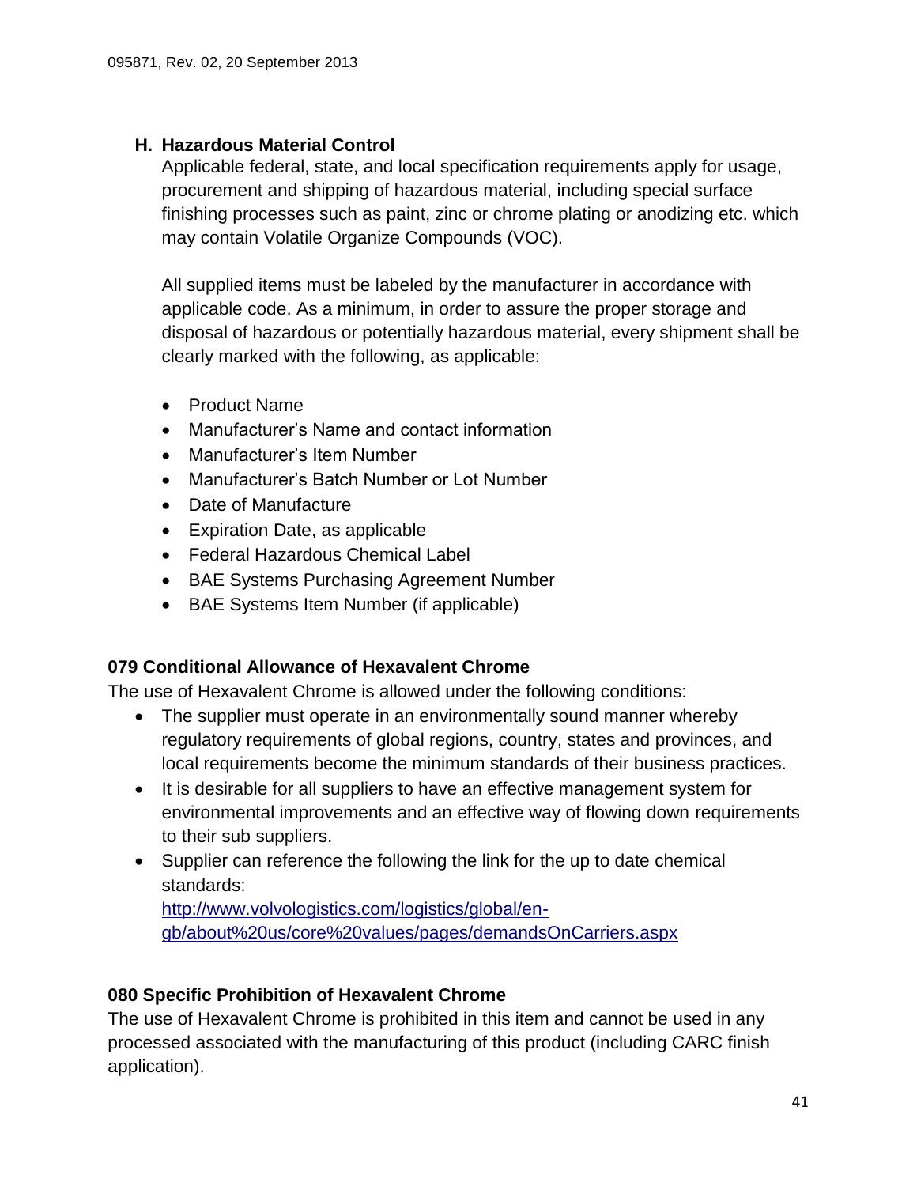### H. Hazardous Material Control

Applicable federal, state, and local specification requirements apply for usage, procurement and shipping of hazardous material, including special surface finishing processes such as paint, zinc or chrome plating or anodizing etc. which may contain Volatile Organize Compounds (VOC).

All supplied items must be labeled by the manufacturer in accordance with applicable code. As a minimum, in order to assure the proper storage and disposal of hazardous or potentially hazardous material, every shipment shall be clearly marked with the following, as applicable:

- Product Name
- Manufacturer's Name and contact information
- Manufacturer's Item Number
- Manufacturer's Batch Number or Lot Number
- Date of Manufacture
- Expiration Date, as applicable
- Federal Hazardous Chemical Label
- BAE Systems Purchasing Agreement Number
- BAE Systems Item Number (if applicable)

**079 Conditional Allowance of Hexavalent Chrome**

The use of Hexavalent Chrome is allowed under the following conditions:

- The supplier must operate in an environmentally sound manner whereby regulatory requirements of global regions, country, states and provinces, and local requirements become the minimum standards of their business practices.
- It is desirable for all suppliers to have an effective management system for environmental improvements and an effective way of flowing down requirements to their sub suppliers.
- Supplier can reference the following the link for the up to date chemical standards: [http://www.volvologistics.com/logistics/global/en-gb/about%20us/core%20values/pages/demandsOnCarriers.aspx](http://www.volvologistics.com/logistics/global/en-gb/about%20us/core%20values/pages/demandsOnCarriers.aspx)

**080 Specific Prohibition of Hexavalent Chrome**

The use of Hexavalent Chrome is prohibited in this item and cannot be used in any processed associated with the manufacturing of this product (including CARC finish application).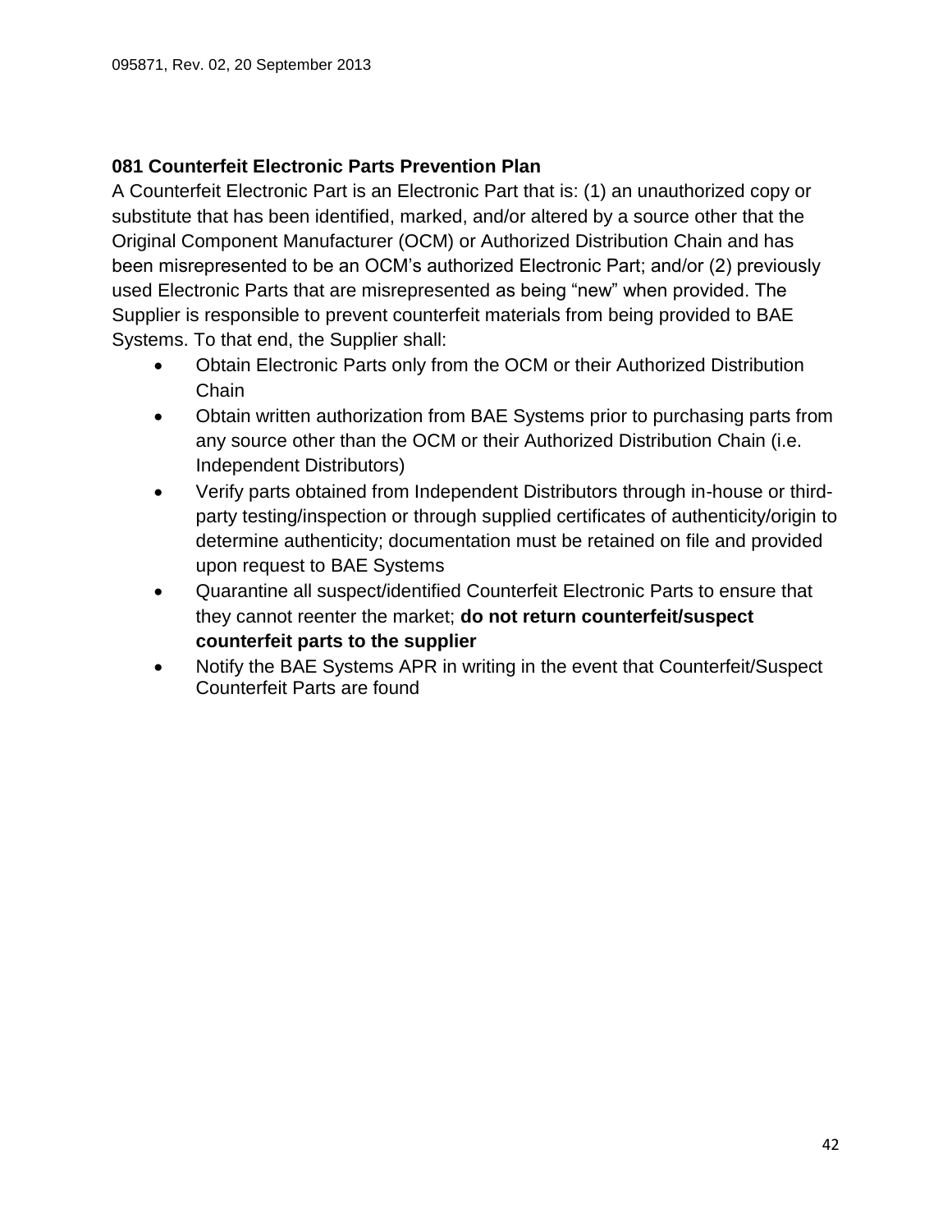### 081 Counterfeit Electronic Parts Prevention Plan

A Counterfeit Electronic Part is an Electronic Part that is: (1) an unauthorized copy or substitute that has been identified, marked, and/or altered by a source other that the Original Component Manufacturer (OCM) or Authorized Distribution Chain and has been misrepresented to be an OCM's authorized Electronic Part; and/or (2) previously used Electronic Parts that are misrepresented as being "new" when provided. The Supplier is responsible to prevent counterfeit materials from being provided to BAE Systems. To that end, the Supplier shall:

- Obtain Electronic Parts only from the OCM or their Authorized Distribution Chain
- Obtain written authorization from BAE Systems prior to purchasing parts from any source other than the OCM or their Authorized Distribution Chain (i.e. Independent Distributors)
- Verify parts obtained from Independent Distributors through in-house or third-party testing/inspection or through supplied certificates of authenticity/origin to determine authenticity; documentation must be retained on file and provided upon request to BAE Systems
- Quarantine all suspect/identified Counterfeit Electronic Parts to ensure that they cannot reenter the market; **do not return counterfeit/suspect counterfeit parts to the supplier**
- Notify the BAE Systems APR in writing in the event that Counterfeit/Suspect Counterfeit Parts are found